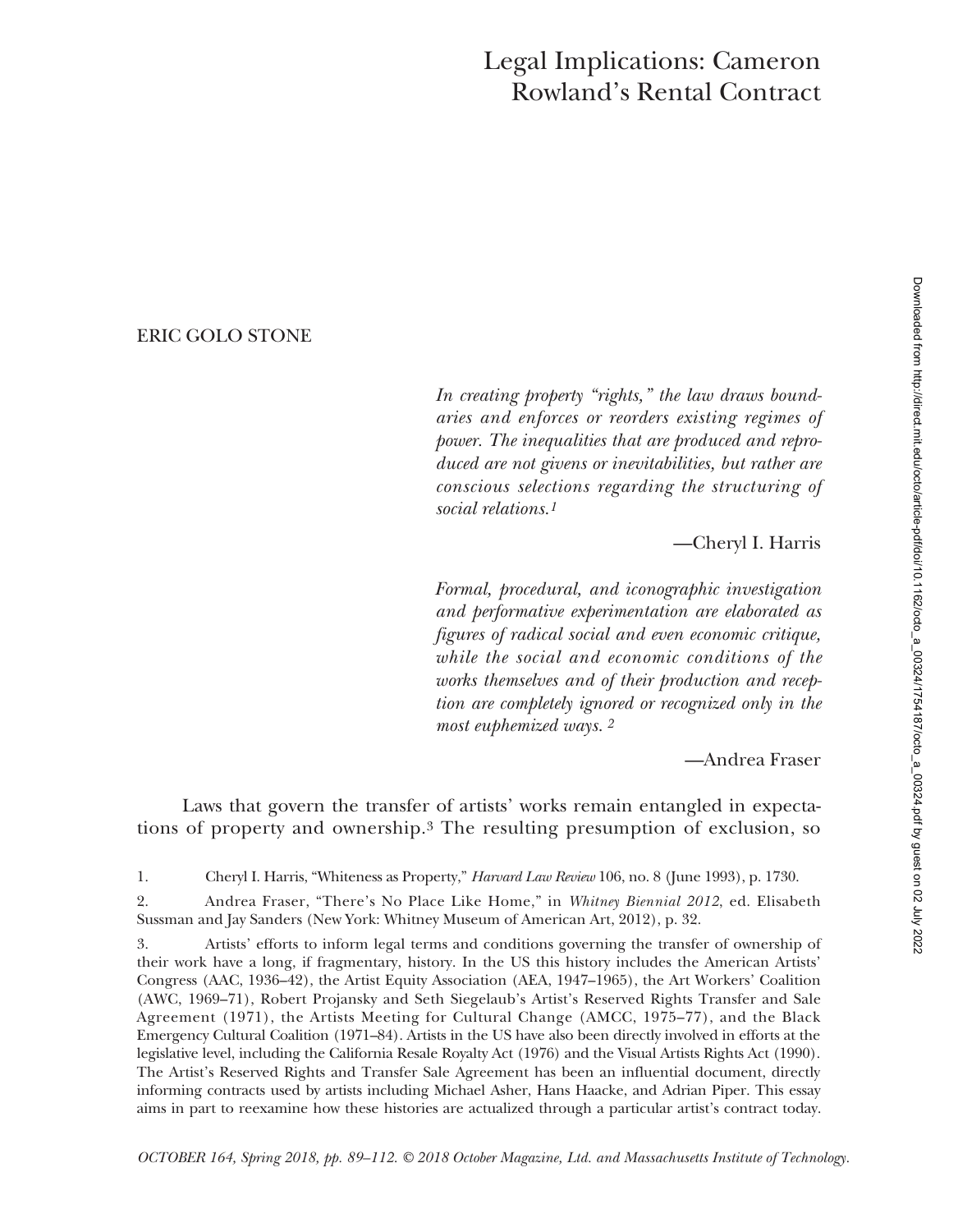# Legal Implications: Cameron Rowland's Rental Contract

ERIC GOLO STONE

> *In creating property "rights," the law draws boundaries and enforces or reorders existing regimes of power. The inequalities that are produced and reproduced are not givens or inevitabilities, but rather are conscious selections regarding the structuring of social relations.*[1]
>
> —Cheryl I. Harris

> *Formal, procedural, and iconographic investigation and performative experimentation are elaborated as figures of radical social and even economic critique, while the social and economic conditions of the works themselves and of their production and reception are completely ignored or recognized only in the most euphemized ways.* [2]
>
> —Andrea Fraser

Laws that govern the transfer of artists' works remain entangled in expectations of property and ownership.[3] The resulting presumption of exclusion, so

1. Cheryl I. Harris, "Whiteness as Property," *Harvard Law Review* 106, no. 8 (June 1993), p. 1730.

2. Andrea Fraser, "There's No Place Like Home," in *Whitney Biennial 2012*, ed. Elisabeth Sussman and Jay Sanders (New York: Whitney Museum of American Art, 2012), p. 32.

3. Artists' efforts to inform legal terms and conditions governing the transfer of ownership of their work have a long, if fragmentary, history. In the US this history includes the American Artists' Congress (AAC, 1936–42), the Artist Equity Association (AEA, 1947–1965), the Art Workers' Coalition (AWC, 1969–71), Robert Projansky and Seth Siegelaub's Artist's Reserved Rights Transfer and Sale Agreement (1971), the Artists Meeting for Cultural Change (AMCC, 1975–77), and the Black Emergency Cultural Coalition (1971–84). Artists in the US have also been directly involved in efforts at the legislative level, including the California Resale Royalty Act (1976) and the Visual Artists Rights Act (1990). The Artist's Reserved Rights and Transfer Sale Agreement has been an influential document, directly informing contracts used by artists including Michael Asher, Hans Haacke, and Adrian Piper. This essay aims in part to reexamine how these histories are actualized through a particular artist's contract today.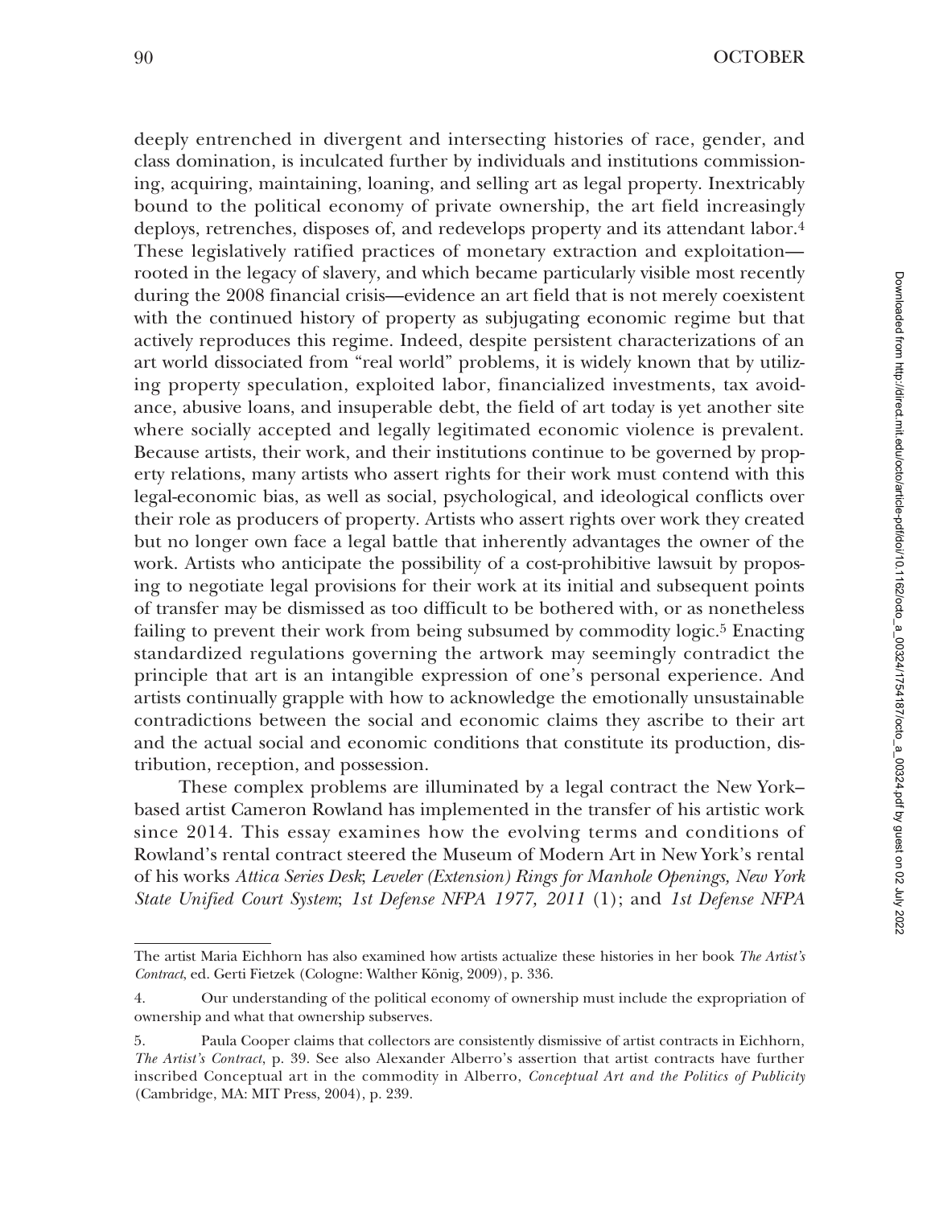deeply entrenched in divergent and intersecting histories of race, gender, and class domination, is inculcated further by individuals and institutions commissioning, acquiring, maintaining, loaning, and selling art as legal property. Inextricably bound to the political economy of private ownership, the art field increasingly deploys, retrenches, disposes of, and redevelops property and its attendant labor.[4] These legislatively ratified practices of monetary extraction and exploitation—rooted in the legacy of slavery, and which became particularly visible most recently during the 2008 financial crisis—evidence an art field that is not merely coexistent with the continued history of property as subjugating economic regime but that actively reproduces this regime. Indeed, despite persistent characterizations of an art world dissociated from "real world" problems, it is widely known that by utilizing property speculation, exploited labor, financialized investments, tax avoidance, abusive loans, and insuperable debt, the field of art today is yet another site where socially accepted and legally legitimated economic violence is prevalent. Because artists, their work, and their institutions continue to be governed by property relations, many artists who assert rights for their work must contend with this legal-economic bias, as well as social, psychological, and ideological conflicts over their role as producers of property. Artists who assert rights over work they created but no longer own face a legal battle that inherently advantages the owner of the work. Artists who anticipate the possibility of a cost-prohibitive lawsuit by proposing to negotiate legal provisions for their work at its initial and subsequent points of transfer may be dismissed as too difficult to be bothered with, or as nonetheless failing to prevent their work from being subsumed by commodity logic.[5] Enacting standardized regulations governing the artwork may seemingly contradict the principle that art is an intangible expression of one's personal experience. And artists continually grapple with how to acknowledge the emotionally unsustainable contradictions between the social and economic claims they ascribe to their art and the actual social and economic conditions that constitute its production, distribution, reception, and possession.

These complex problems are illuminated by a legal contract the New York–based artist Cameron Rowland has implemented in the transfer of his artistic work since 2014. This essay examines how the evolving terms and conditions of Rowland's rental contract steered the Museum of Modern Art in New York's rental of his works *Attica Series Desk*; *Leveler (Extension) Rings for Manhole Openings, New York State Unified Court System*; *1st Defense NFPA 1977, 2011* (1); and *1st Defense NFPA*

---

The artist Maria Eichhorn has also examined how artists actualize these histories in her book *The Artist's Contract*, ed. Gerti Fietzek (Cologne: Walther König, 2009), p. 336.

4. Our understanding of the political economy of ownership must include the expropriation of ownership and what that ownership subserves.

5. Paula Cooper claims that collectors are consistently dismissive of artist contracts in Eichhorn, *The Artist's Contract*, p. 39. See also Alexander Alberro's assertion that artist contracts have further inscribed Conceptual art in the commodity in Alberro, *Conceptual Art and the Politics of Publicity* (Cambridge, MA: MIT Press, 2004), p. 239.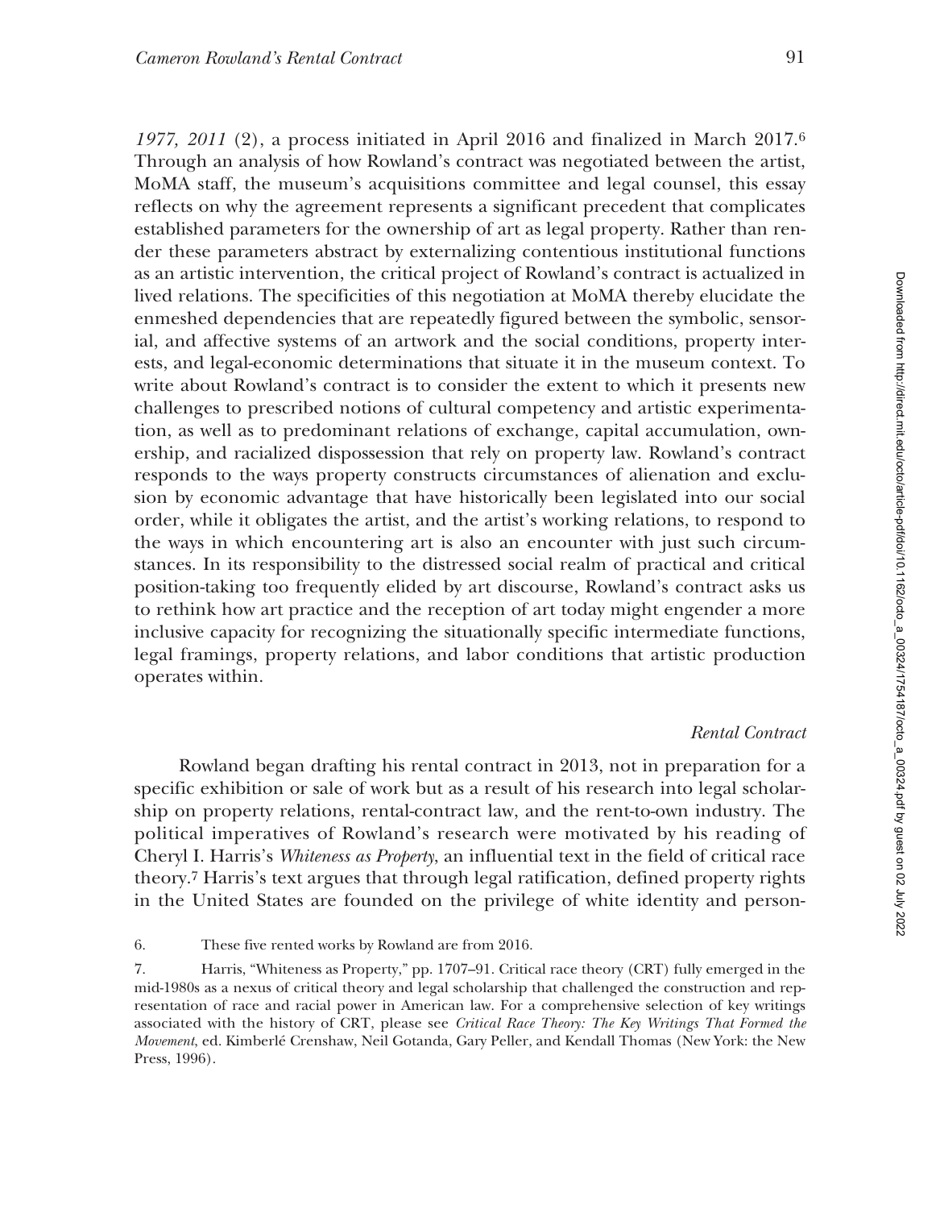*1977, 2011* (2), a process initiated in April 2016 and finalized in March 2017.[6] Through an analysis of how Rowland's contract was negotiated between the artist, MoMA staff, the museum's acquisitions committee and legal counsel, this essay reflects on why the agreement represents a significant precedent that complicates established parameters for the ownership of art as legal property. Rather than render these parameters abstract by externalizing contentious institutional functions as an artistic intervention, the critical project of Rowland's contract is actualized in lived relations. The specificities of this negotiation at MoMA thereby elucidate the enmeshed dependencies that are repeatedly figured between the symbolic, sensorial, and affective systems of an artwork and the social conditions, property interests, and legal-economic determinations that situate it in the museum context. To write about Rowland's contract is to consider the extent to which it presents new challenges to prescribed notions of cultural competency and artistic experimentation, as well as to predominant relations of exchange, capital accumulation, ownership, and racialized dispossession that rely on property law. Rowland's contract responds to the ways property constructs circumstances of alienation and exclusion by economic advantage that have historically been legislated into our social order, while it obligates the artist, and the artist's working relations, to respond to the ways in which encountering art is also an encounter with just such circumstances. In its responsibility to the distressed social realm of practical and critical position-taking too frequently elided by art discourse, Rowland's contract asks us to rethink how art practice and the reception of art today might engender a more inclusive capacity for recognizing the situationally specific intermediate functions, legal framings, property relations, and labor conditions that artistic production operates within.

### *Rental Contract*

Rowland began drafting his rental contract in 2013, not in preparation for a specific exhibition or sale of work but as a result of his research into legal scholarship on property relations, rental-contract law, and the rent-to-own industry. The political imperatives of Rowland's research were motivated by his reading of Cheryl I. Harris's *Whiteness as Property*, an influential text in the field of critical race theory.[7] Harris's text argues that through legal ratification, defined property rights in the United States are founded on the privilege of white identity and person-

6. These five rented works by Rowland are from 2016.

7. Harris, "Whiteness as Property," pp. 1707–91. Critical race theory (CRT) fully emerged in the mid-1980s as a nexus of critical theory and legal scholarship that challenged the construction and representation of race and racial power in American law. For a comprehensive selection of key writings associated with the history of CRT, please see *Critical Race Theory: The Key Writings That Formed the Movement*, ed. Kimberlé Crenshaw, Neil Gotanda, Gary Peller, and Kendall Thomas (New York: the New Press, 1996).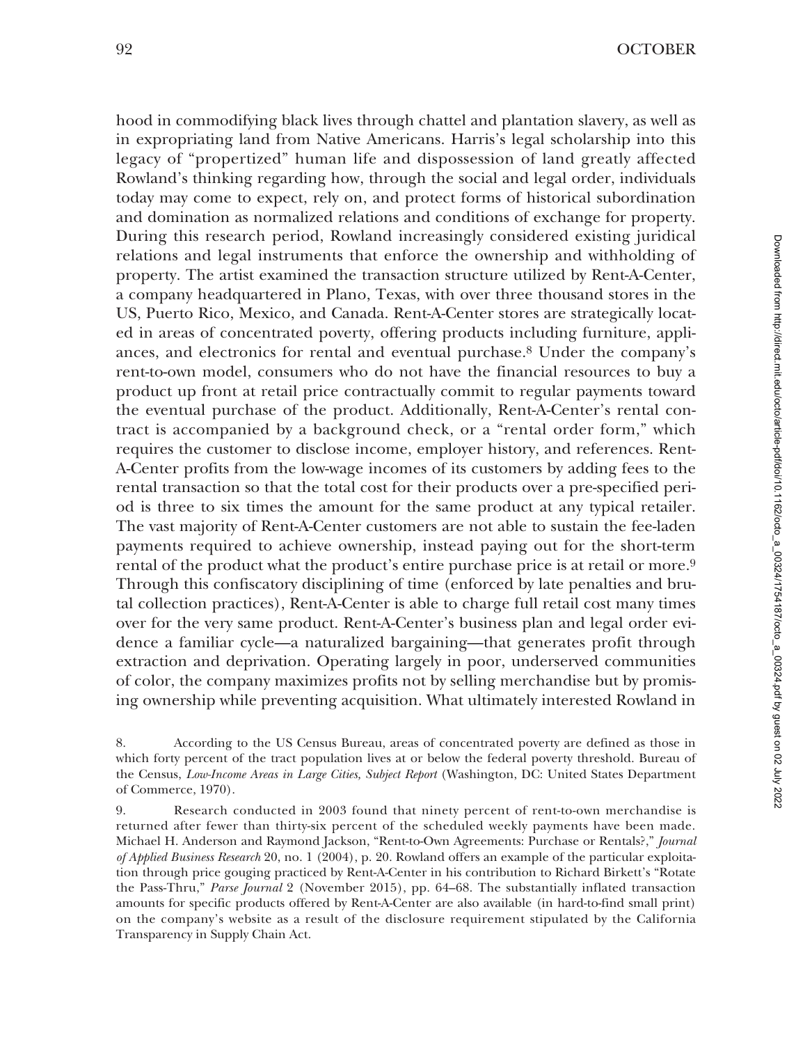hood in commodifying black lives through chattel and plantation slavery, as well as in expropriating land from Native Americans. Harris's legal scholarship into this legacy of "propertized" human life and dispossession of land greatly affected Rowland's thinking regarding how, through the social and legal order, individuals today may come to expect, rely on, and protect forms of historical subordination and domination as normalized relations and conditions of exchange for property. During this research period, Rowland increasingly considered existing juridical relations and legal instruments that enforce the ownership and withholding of property. The artist examined the transaction structure utilized by Rent-A-Center, a company headquartered in Plano, Texas, with over three thousand stores in the US, Puerto Rico, Mexico, and Canada. Rent-A-Center stores are strategically located in areas of concentrated poverty, offering products including furniture, appliances, and electronics for rental and eventual purchase.[8] Under the company's rent-to-own model, consumers who do not have the financial resources to buy a product up front at retail price contractually commit to regular payments toward the eventual purchase of the product. Additionally, Rent-A-Center's rental contract is accompanied by a background check, or a "rental order form," which requires the customer to disclose income, employer history, and references. Rent-A-Center profits from the low-wage incomes of its customers by adding fees to the rental transaction so that the total cost for their products over a pre-specified period is three to six times the amount for the same product at any typical retailer. The vast majority of Rent-A-Center customers are not able to sustain the fee-laden payments required to achieve ownership, instead paying out for the short-term rental of the product what the product's entire purchase price is at retail or more.[9] Through this confiscatory disciplining of time (enforced by late penalties and brutal collection practices), Rent-A-Center is able to charge full retail cost many times over for the very same product. Rent-A-Center's business plan and legal order evidence a familiar cycle—a naturalized bargaining—that generates profit through extraction and deprivation. Operating largely in poor, underserved communities of color, the company maximizes profits not by selling merchandise but by promising ownership while preventing acquisition. What ultimately interested Rowland in

8. According to the US Census Bureau, areas of concentrated poverty are defined as those in which forty percent of the tract population lives at or below the federal poverty threshold. Bureau of the Census, *Low-Income Areas in Large Cities, Subject Report* (Washington, DC: United States Department of Commerce, 1970).

9. Research conducted in 2003 found that ninety percent of rent-to-own merchandise is returned after fewer than thirty-six percent of the scheduled weekly payments have been made. Michael H. Anderson and Raymond Jackson, "Rent-to-Own Agreements: Purchase or Rentals?," *Journal of Applied Business Research* 20, no. 1 (2004), p. 20. Rowland offers an example of the particular exploitation through price gouging practiced by Rent-A-Center in his contribution to Richard Birkett's "Rotate the Pass-Thru," *Parse Journal* 2 (November 2015), pp. 64–68. The substantially inflated transaction amounts for specific products offered by Rent-A-Center are also available (in hard-to-find small print) on the company's website as a result of the disclosure requirement stipulated by the California Transparency in Supply Chain Act.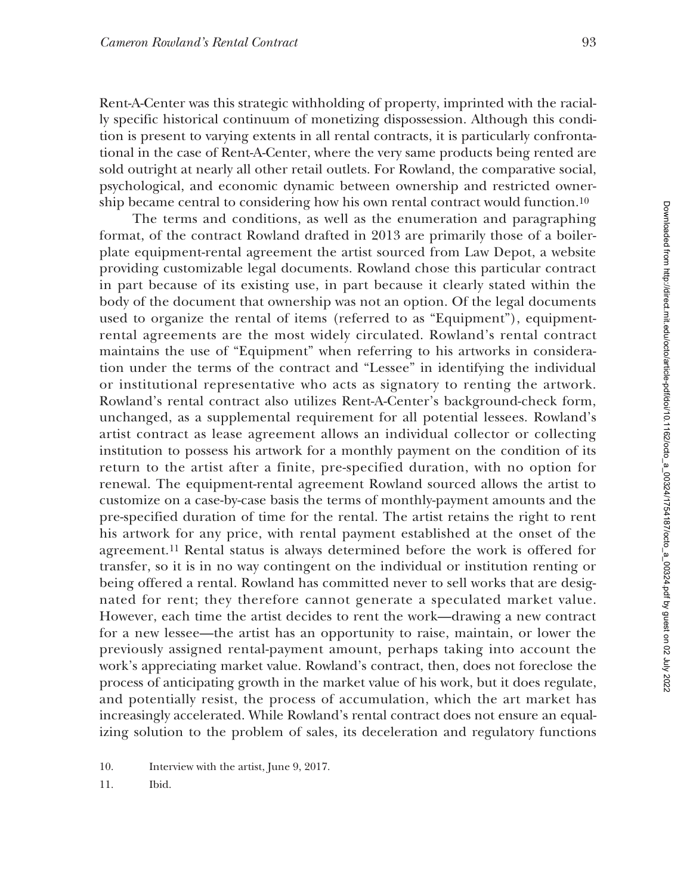Rent-A-Center was this strategic withholding of property, imprinted with the racially specific historical continuum of monetizing dispossession. Although this condition is present to varying extents in all rental contracts, it is particularly confrontational in the case of Rent-A-Center, where the very same products being rented are sold outright at nearly all other retail outlets. For Rowland, the comparative social, psychological, and economic dynamic between ownership and restricted ownership became central to considering how his own rental contract would function.[10]

The terms and conditions, as well as the enumeration and paragraphing format, of the contract Rowland drafted in 2013 are primarily those of a boilerplate equipment-rental agreement the artist sourced from Law Depot, a website providing customizable legal documents. Rowland chose this particular contract in part because of its existing use, in part because it clearly stated within the body of the document that ownership was not an option. Of the legal documents used to organize the rental of items (referred to as "Equipment"), equipment-rental agreements are the most widely circulated. Rowland's rental contract maintains the use of "Equipment" when referring to his artworks in consideration under the terms of the contract and "Lessee" in identifying the individual or institutional representative who acts as signatory to renting the artwork. Rowland's rental contract also utilizes Rent-A-Center's background-check form, unchanged, as a supplemental requirement for all potential lessees. Rowland's artist contract as lease agreement allows an individual collector or collecting institution to possess his artwork for a monthly payment on the condition of its return to the artist after a finite, pre-specified duration, with no option for renewal. The equipment-rental agreement Rowland sourced allows the artist to customize on a case-by-case basis the terms of monthly-payment amounts and the pre-specified duration of time for the rental. The artist retains the right to rent his artwork for any price, with rental payment established at the onset of the agreement.[11] Rental status is always determined before the work is offered for transfer, so it is in no way contingent on the individual or institution renting or being offered a rental. Rowland has committed never to sell works that are designated for rent; they therefore cannot generate a speculated market value. However, each time the artist decides to rent the work—drawing a new contract for a new lessee—the artist has an opportunity to raise, maintain, or lower the previously assigned rental-payment amount, perhaps taking into account the work's appreciating market value. Rowland's contract, then, does not foreclose the process of anticipating growth in the market value of his work, but it does regulate, and potentially resist, the process of accumulation, which the art market has increasingly accelerated. While Rowland's rental contract does not ensure an equalizing solution to the problem of sales, its deceleration and regulatory functions

10. Interview with the artist, June 9, 2017.

11. Ibid.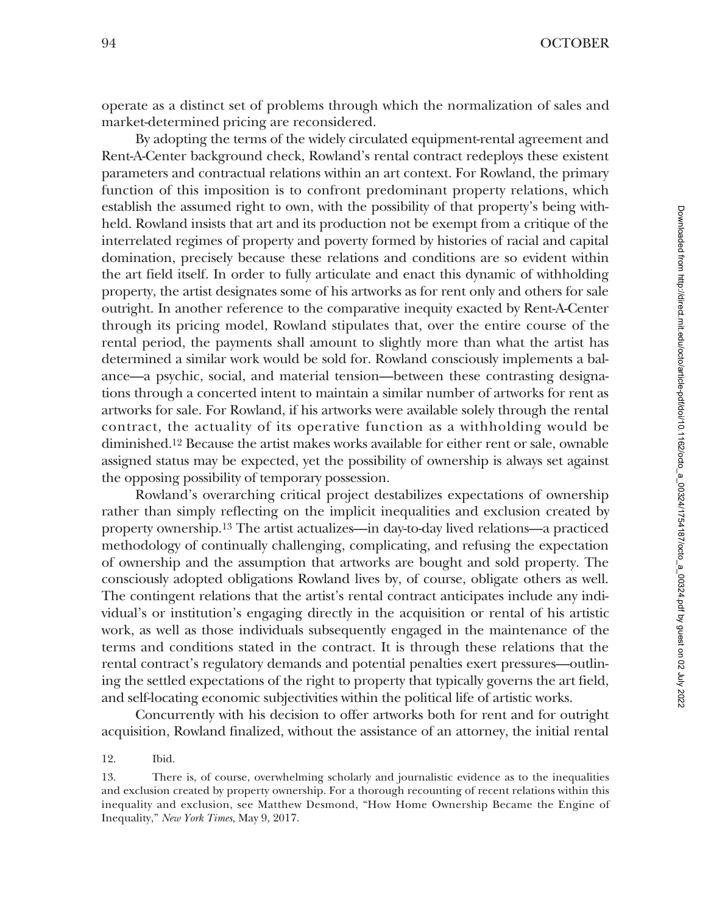operate as a distinct set of problems through which the normalization of sales and market-determined pricing are reconsidered.

By adopting the terms of the widely circulated equipment-rental agreement and Rent-A-Center background check, Rowland's rental contract redeploys these existent parameters and contractual relations within an art context. For Rowland, the primary function of this imposition is to confront predominant property relations, which establish the assumed right to own, with the possibility of that property's being withheld. Rowland insists that art and its production not be exempt from a critique of the interrelated regimes of property and poverty formed by histories of racial and capital domination, precisely because these relations and conditions are so evident within the art field itself. In order to fully articulate and enact this dynamic of withholding property, the artist designates some of his artworks as for rent only and others for sale outright. In another reference to the comparative inequity exacted by Rent-A-Center through its pricing model, Rowland stipulates that, over the entire course of the rental period, the payments shall amount to slightly more than what the artist has determined a similar work would be sold for. Rowland consciously implements a balance—a psychic, social, and material tension—between these contrasting designations through a concerted intent to maintain a similar number of artworks for rent as artworks for sale. For Rowland, if his artworks were available solely through the rental contract, the actuality of its operative function as a withholding would be diminished.[12] Because the artist makes works available for either rent or sale, ownable assigned status may be expected, yet the possibility of ownership is always set against the opposing possibility of temporary possession.

Rowland's overarching critical project destabilizes expectations of ownership rather than simply reflecting on the implicit inequalities and exclusion created by property ownership.[13] The artist actualizes—in day-to-day lived relations—a practiced methodology of continually challenging, complicating, and refusing the expectation of ownership and the assumption that artworks are bought and sold property. The consciously adopted obligations Rowland lives by, of course, obligate others as well. The contingent relations that the artist's rental contract anticipates include any individual's or institution's engaging directly in the acquisition or rental of his artistic work, as well as those individuals subsequently engaged in the maintenance of the terms and conditions stated in the contract. It is through these relations that the rental contract's regulatory demands and potential penalties exert pressures—outlining the settled expectations of the right to property that typically governs the art field, and self-locating economic subjectivities within the political life of artistic works.

Concurrently with his decision to offer artworks both for rent and for outright acquisition, Rowland finalized, without the assistance of an attorney, the initial rental

12. Ibid.

13. There is, of course, overwhelming scholarly and journalistic evidence as to the inequalities and exclusion created by property ownership. For a thorough recounting of recent relations within this inequality and exclusion, see Matthew Desmond, "How Home Ownership Became the Engine of Inequality," *New York Times*, May 9, 2017.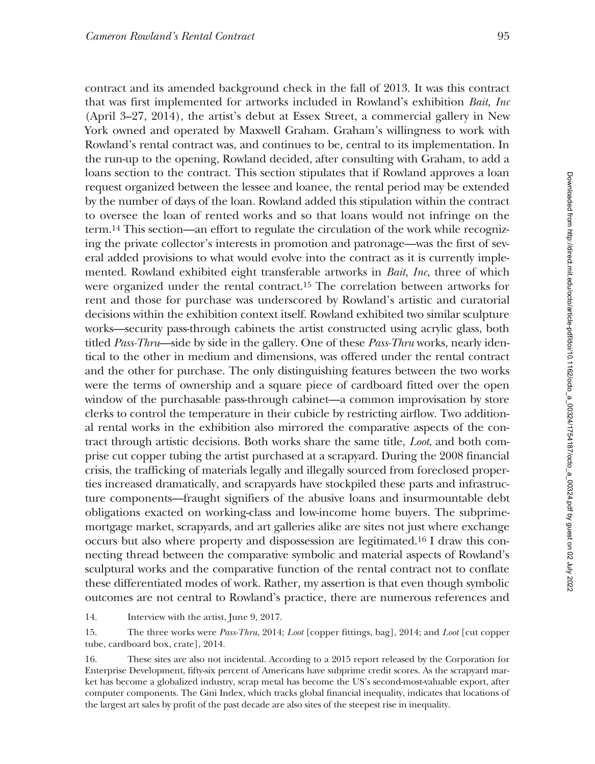contract and its amended background check in the fall of 2013. It was this contract that was first implemented for artworks included in Rowland's exhibition *Bait, Inc* (April 3–27, 2014), the artist's debut at Essex Street, a commercial gallery in New York owned and operated by Maxwell Graham. Graham's willingness to work with Rowland's rental contract was, and continues to be, central to its implementation. In the run-up to the opening, Rowland decided, after consulting with Graham, to add a loans section to the contract. This section stipulates that if Rowland approves a loan request organized between the lessee and loanee, the rental period may be extended by the number of days of the loan. Rowland added this stipulation within the contract to oversee the loan of rented works and so that loans would not infringe on the term.[14] This section—an effort to regulate the circulation of the work while recognizing the private collector's interests in promotion and patronage—was the first of several added provisions to what would evolve into the contract as it is currently implemented. Rowland exhibited eight transferable artworks in *Bait, Inc*, three of which were organized under the rental contract.[15] The correlation between artworks for rent and those for purchase was underscored by Rowland's artistic and curatorial decisions within the exhibition context itself. Rowland exhibited two similar sculpture works—security pass-through cabinets the artist constructed using acrylic glass, both titled *Pass-Thru*—side by side in the gallery. One of these *Pass-Thru* works, nearly identical to the other in medium and dimensions, was offered under the rental contract and the other for purchase. The only distinguishing features between the two works were the terms of ownership and a square piece of cardboard fitted over the open window of the purchasable pass-through cabinet—a common improvisation by store clerks to control the temperature in their cubicle by restricting airflow. Two additional rental works in the exhibition also mirrored the comparative aspects of the contract through artistic decisions. Both works share the same title, *Loot*, and both comprise cut copper tubing the artist purchased at a scrapyard. During the 2008 financial crisis, the trafficking of materials legally and illegally sourced from foreclosed properties increased dramatically, and scrapyards have stockpiled these parts and infrastructure components—fraught signifiers of the abusive loans and insurmountable debt obligations exacted on working-class and low-income home buyers. The subprime-mortgage market, scrapyards, and art galleries alike are sites not just where exchange occurs but also where property and dispossession are legitimated.[16] I draw this connecting thread between the comparative symbolic and material aspects of Rowland's sculptural works and the comparative function of the rental contract not to conflate these differentiated modes of work. Rather, my assertion is that even though symbolic outcomes are not central to Rowland's practice, there are numerous references and

14. Interview with the artist, June 9, 2017.

15. The three works were *Pass-Thru*, 2014; *Loot* [copper fittings, bag], 2014; and *Loot* [cut copper tube, cardboard box, crate], 2014.

16. These sites are also not incidental. According to a 2015 report released by the Corporation for Enterprise Development, fifty-six percent of Americans have subprime credit scores. As the scrapyard market has become a globalized industry, scrap metal has become the US's second-most-valuable export, after computer components. The Gini Index, which tracks global financial inequality, indicates that locations of the largest art sales by profit of the past decade are also sites of the steepest rise in inequality.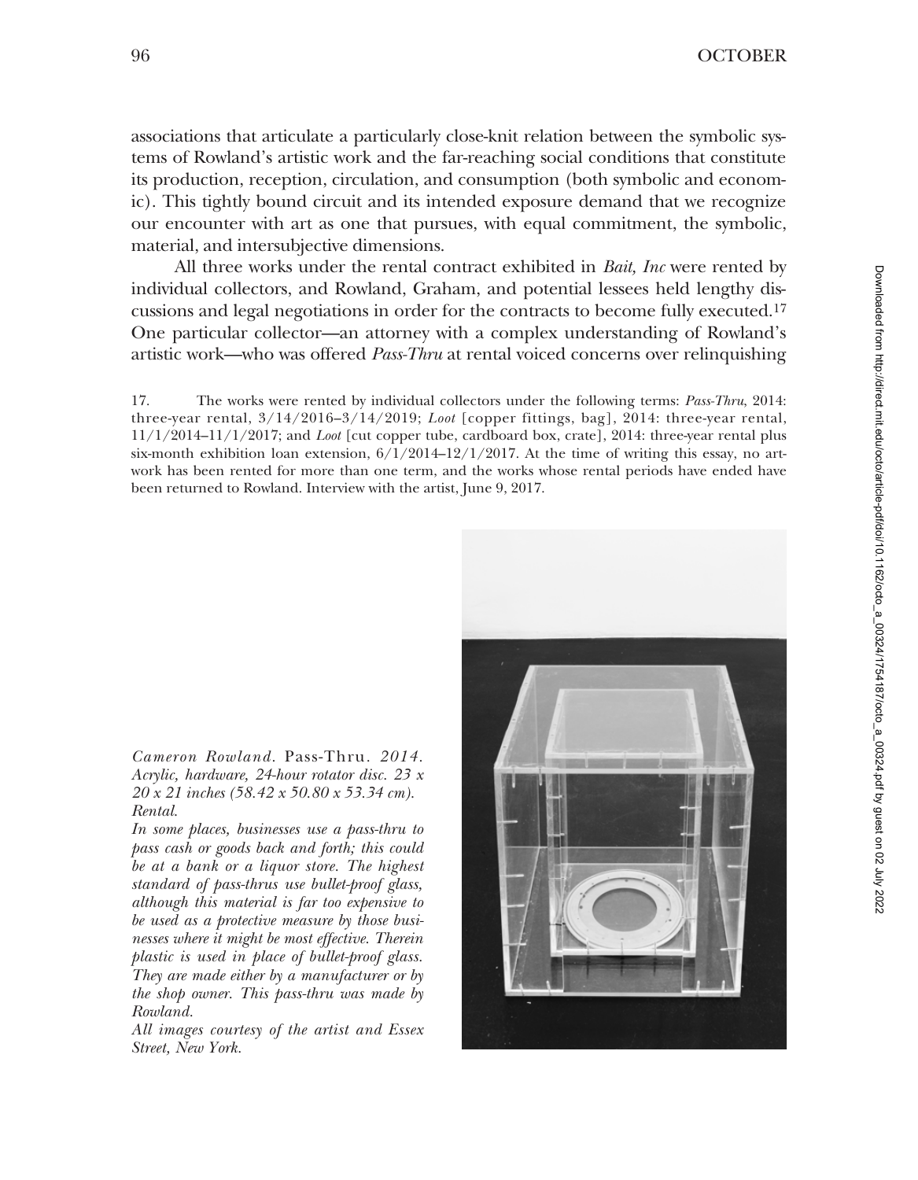associations that articulate a particularly close-knit relation between the symbolic systems of Rowland's artistic work and the far-reaching social conditions that constitute its production, reception, circulation, and consumption (both symbolic and economic). This tightly bound circuit and its intended exposure demand that we recognize our encounter with art as one that pursues, with equal commitment, the symbolic, material, and intersubjective dimensions.

All three works under the rental contract exhibited in *Bait, Inc* were rented by individual collectors, and Rowland, Graham, and potential lessees held lengthy discussions and legal negotiations in order for the contracts to become fully executed.[17] One particular collector—an attorney with a complex understanding of Rowland's artistic work—who was offered *Pass-Thru* at rental voiced concerns over relinquishing

17. The works were rented by individual collectors under the following terms: *Pass-Thru*, 2014: three-year rental, 3/14/2016–3/14/2019; *Loot* [copper fittings, bag], 2014: three-year rental, 11/1/2014–11/1/2017; and *Loot* [cut copper tube, cardboard box, crate], 2014: three-year rental plus six-month exhibition loan extension, 6/1/2014–12/1/2017. At the time of writing this essay, no artwork has been rented for more than one term, and the works whose rental periods have ended have been returned to Rowland. Interview with the artist, June 9, 2017.

*Cameron Rowland.* Pass-Thru. *2014. Acrylic, hardware, 24-hour rotator disc. 23 x 20 x 21 inches (58.42 x 50.80 x 53.34 cm). Rental.*

*In some places, businesses use a pass-thru to pass cash or goods back and forth; this could be at a bank or a liquor store. The highest standard of pass-thrus use bullet-proof glass, although this material is far too expensive to be used as a protective measure by those businesses where it might be most effective. Therein plastic is used in place of bullet-proof glass. They are made either by a manufacturer or by the shop owner. This pass-thru was made by Rowland.*

*All images courtesy of the artist and Essex Street, New York.*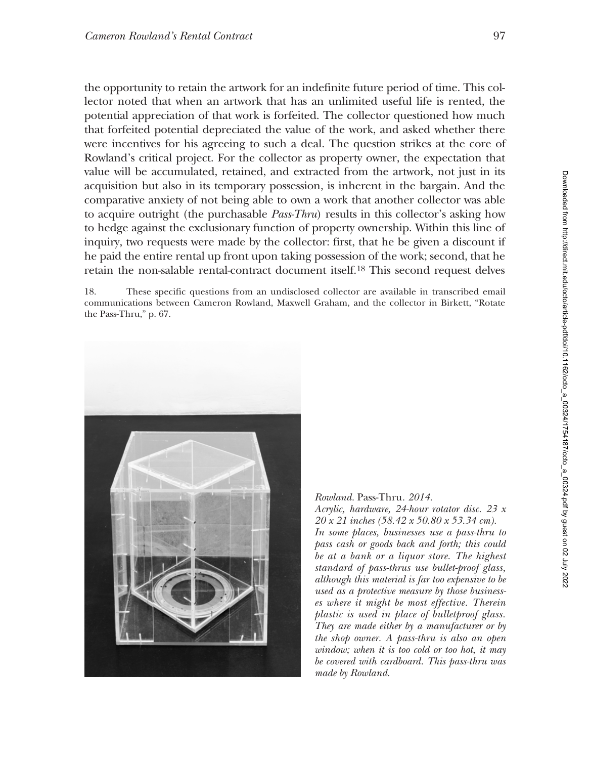the opportunity to retain the artwork for an indefinite future period of time. This collector noted that when an artwork that has an unlimited useful life is rented, the potential appreciation of that work is forfeited. The collector questioned how much that forfeited potential depreciated the value of the work, and asked whether there were incentives for his agreeing to such a deal. The question strikes at the core of Rowland's critical project. For the collector as property owner, the expectation that value will be accumulated, retained, and extracted from the artwork, not just in its acquisition but also in its temporary possession, is inherent in the bargain. And the comparative anxiety of not being able to own a work that another collector was able to acquire outright (the purchasable *Pass-Thru*) results in this collector's asking how to hedge against the exclusionary function of property ownership. Within this line of inquiry, two requests were made by the collector: first, that he be given a discount if he paid the entire rental up front upon taking possession of the work; second, that he retain the non-salable rental-contract document itself.[18] This second request delves

18. These specific questions from an undisclosed collector are available in transcribed email communications between Cameron Rowland, Maxwell Graham, and the collector in Birkett, "Rotate the Pass-Thru," p. 67.

*Rowland.* Pass-Thru. *2014.*
*Acrylic, hardware, 24-hour rotator disc. 23 x 20 x 21 inches (58.42 x 50.80 x 53.34 cm).*
*In some places, businesses use a pass-thru to pass cash or goods back and forth; this could be at a bank or a liquor store. The highest standard of pass-thrus use bullet-proof glass, although this material is far too expensive to be used as a protective measure by those businesses where it might be most effective. Therein plastic is used in place of bulletproof glass. They are made either by a manufacturer or by the shop owner. A pass-thru is also an open window; when it is too cold or too hot, it may be covered with cardboard. This pass-thru was made by Rowland.*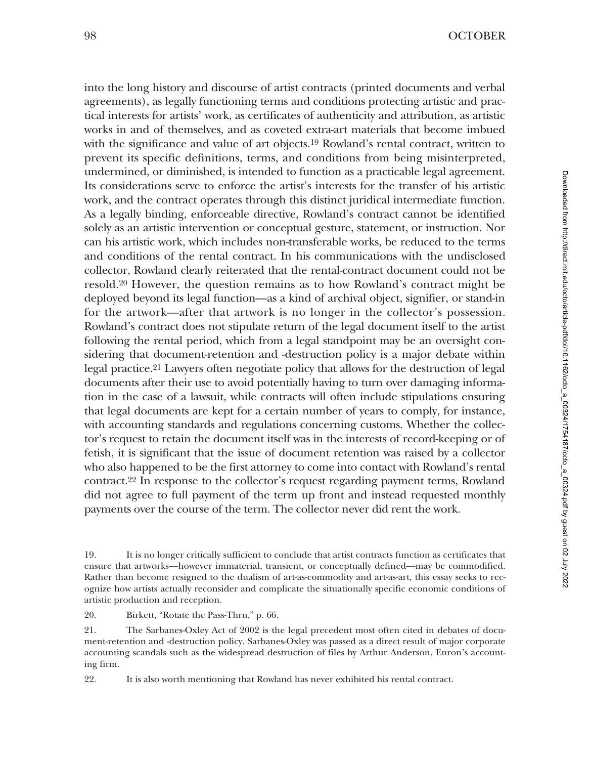into the long history and discourse of artist contracts (printed documents and verbal agreements), as legally functioning terms and conditions protecting artistic and practical interests for artists' work, as certificates of authenticity and attribution, as artistic works in and of themselves, and as coveted extra-art materials that become imbued with the significance and value of art objects.[19] Rowland's rental contract, written to prevent its specific definitions, terms, and conditions from being misinterpreted, undermined, or diminished, is intended to function as a practicable legal agreement. Its considerations serve to enforce the artist's interests for the transfer of his artistic work, and the contract operates through this distinct juridical intermediate function. As a legally binding, enforceable directive, Rowland's contract cannot be identified solely as an artistic intervention or conceptual gesture, statement, or instruction. Nor can his artistic work, which includes non-transferable works, be reduced to the terms and conditions of the rental contract. In his communications with the undisclosed collector, Rowland clearly reiterated that the rental-contract document could not be resold.[20] However, the question remains as to how Rowland's contract might be deployed beyond its legal function—as a kind of archival object, signifier, or stand-in for the artwork—after that artwork is no longer in the collector's possession. Rowland's contract does not stipulate return of the legal document itself to the artist following the rental period, which from a legal standpoint may be an oversight considering that document-retention and -destruction policy is a major debate within legal practice.[21] Lawyers often negotiate policy that allows for the destruction of legal documents after their use to avoid potentially having to turn over damaging information in the case of a lawsuit, while contracts will often include stipulations ensuring that legal documents are kept for a certain number of years to comply, for instance, with accounting standards and regulations concerning customs. Whether the collector's request to retain the document itself was in the interests of record-keeping or of fetish, it is significant that the issue of document retention was raised by a collector who also happened to be the first attorney to come into contact with Rowland's rental contract.[22] In response to the collector's request regarding payment terms, Rowland did not agree to full payment of the term up front and instead requested monthly payments over the course of the term. The collector never did rent the work.

19. It is no longer critically sufficient to conclude that artist contracts function as certificates that ensure that artworks—however immaterial, transient, or conceptually defined—may be commodified. Rather than become resigned to the dualism of art-as-commodity and art-as-art, this essay seeks to recognize how artists actually reconsider and complicate the situationally specific economic conditions of artistic production and reception.

20. Birkett, "Rotate the Pass-Thru," p. 66.

21. The Sarbanes-Oxley Act of 2002 is the legal precedent most often cited in debates of document-retention and -destruction policy. Sarbanes-Oxley was passed as a direct result of major corporate accounting scandals such as the widespread destruction of files by Arthur Anderson, Enron's accounting firm.

22. It is also worth mentioning that Rowland has never exhibited his rental contract.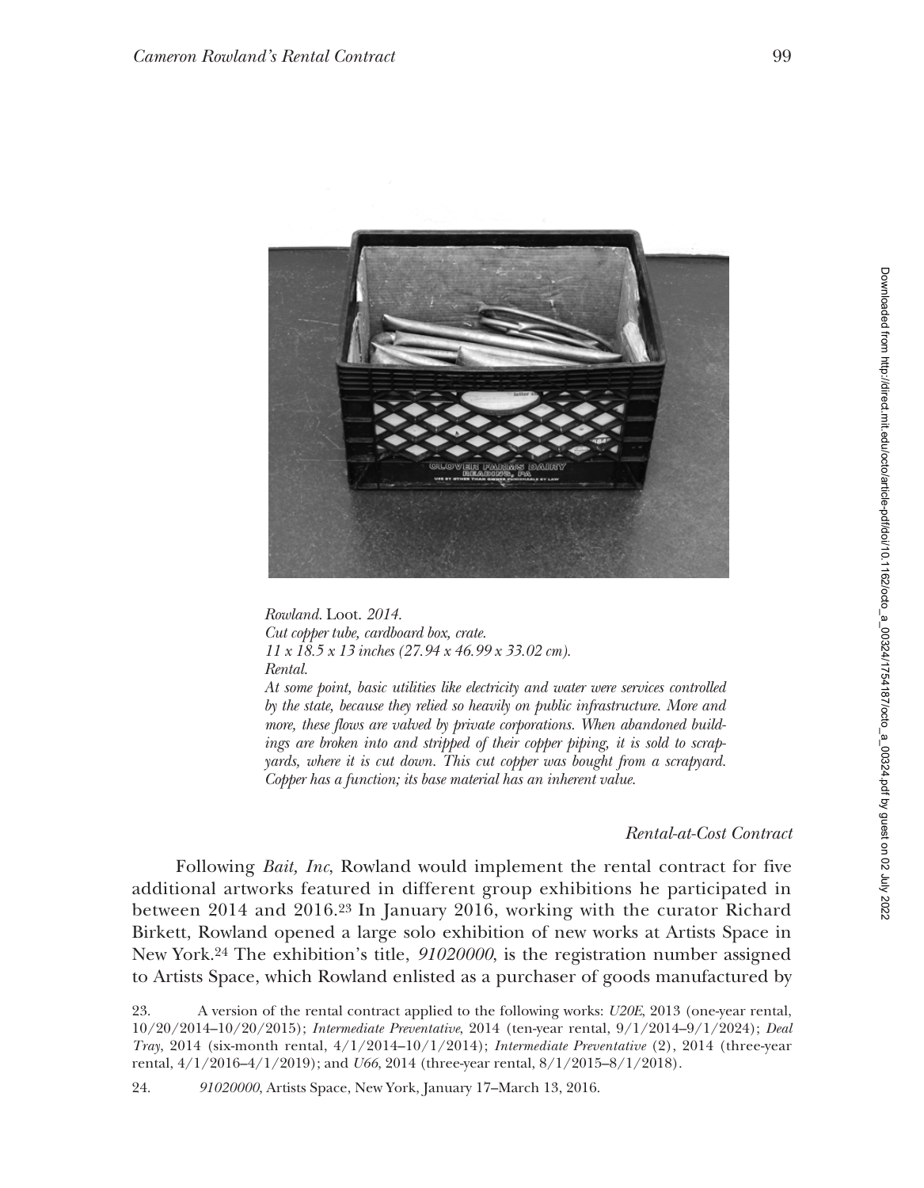*Rowland.* Loot. *2014.*
*Cut copper tube, cardboard box, crate.*
*11 x 18.5 x 13 inches (27.94 x 46.99 x 33.02 cm).*
*Rental.*
*At some point, basic utilities like electricity and water were services controlled by the state, because they relied so heavily on public infrastructure. More and more, these flows are valved by private corporations. When abandoned buildings are broken into and stripped of their copper piping, it is sold to scrapyards, where it is cut down. This cut copper was bought from a scrapyard. Copper has a function; its base material has an inherent value.*

### *Rental-at-Cost Contract*

Following *Bait, Inc*, Rowland would implement the rental contract for five additional artworks featured in different group exhibitions he participated in between 2014 and 2016.[23] In January 2016, working with the curator Richard Birkett, Rowland opened a large solo exhibition of new works at Artists Space in New York.[24] The exhibition's title, *91020000*, is the registration number assigned to Artists Space, which Rowland enlisted as a purchaser of goods manufactured by

23. A version of the rental contract applied to the following works: *U20E*, 2013 (one-year rental, 10/20/2014–10/20/2015); *Intermediate Preventative*, 2014 (ten-year rental, 9/1/2014–9/1/2024); *Deal Tray*, 2014 (six-month rental, 4/1/2014–10/1/2014); *Intermediate Preventative* (2), 2014 (three-year rental, 4/1/2016–4/1/2019); and *U66*, 2014 (three-year rental, 8/1/2015–8/1/2018).

24. *91020000*, Artists Space, New York, January 17–March 13, 2016.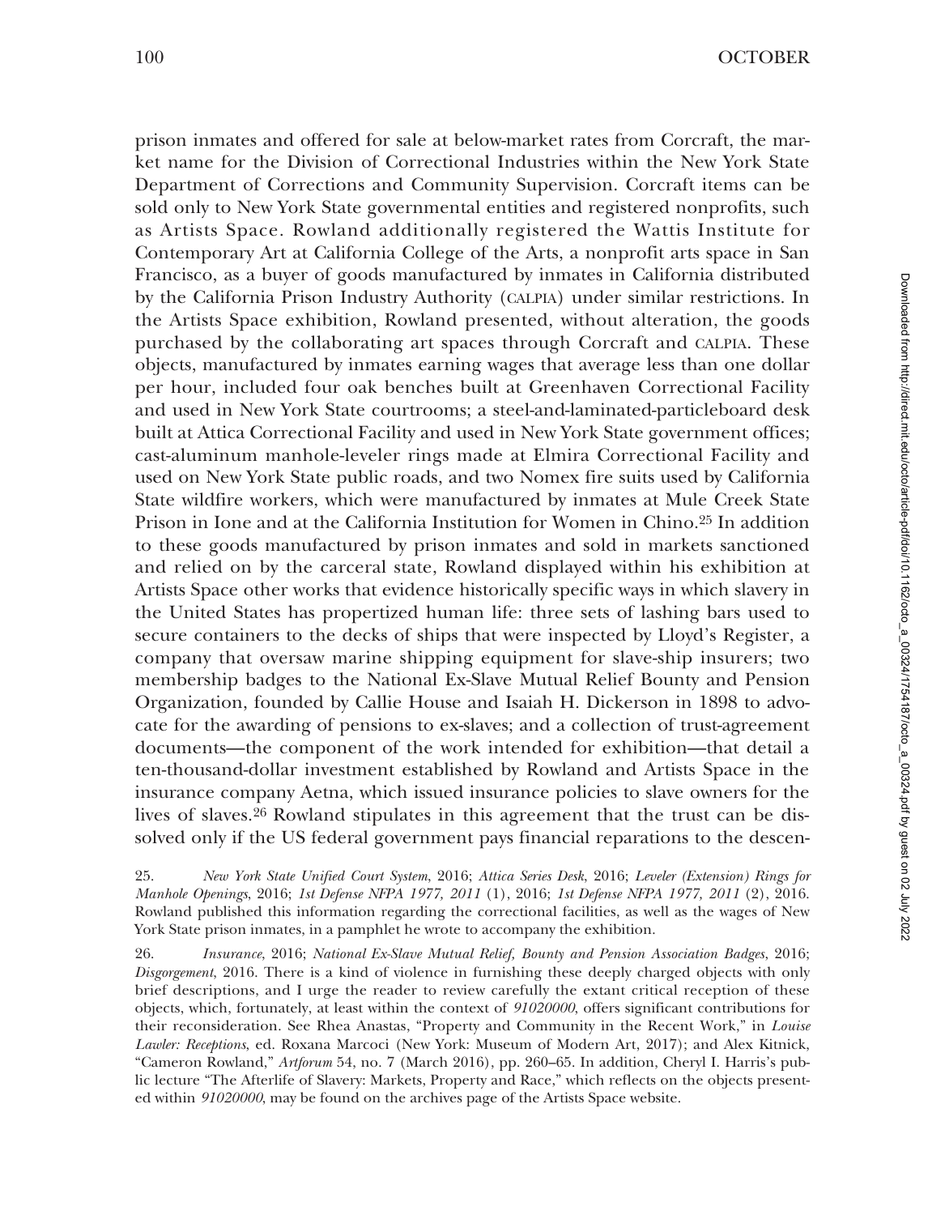prison inmates and offered for sale at below-market rates from Corcraft, the market name for the Division of Correctional Industries within the New York State Department of Corrections and Community Supervision. Corcraft items can be sold only to New York State governmental entities and registered nonprofits, such as Artists Space. Rowland additionally registered the Wattis Institute for Contemporary Art at California College of the Arts, a nonprofit arts space in San Francisco, as a buyer of goods manufactured by inmates in California distributed by the California Prison Industry Authority (CALPIA) under similar restrictions. In the Artists Space exhibition, Rowland presented, without alteration, the goods purchased by the collaborating art spaces through Corcraft and CALPIA. These objects, manufactured by inmates earning wages that average less than one dollar per hour, included four oak benches built at Greenhaven Correctional Facility and used in New York State courtrooms; a steel-and-laminated-particleboard desk built at Attica Correctional Facility and used in New York State government offices; cast-aluminum manhole-leveler rings made at Elmira Correctional Facility and used on New York State public roads, and two Nomex fire suits used by California State wildfire workers, which were manufactured by inmates at Mule Creek State Prison in Ione and at the California Institution for Women in Chino.[25] In addition to these goods manufactured by prison inmates and sold in markets sanctioned and relied on by the carceral state, Rowland displayed within his exhibition at Artists Space other works that evidence historically specific ways in which slavery in the United States has propertized human life: three sets of lashing bars used to secure containers to the decks of ships that were inspected by Lloyd's Register, a company that oversaw marine shipping equipment for slave-ship insurers; two membership badges to the National Ex-Slave Mutual Relief Bounty and Pension Organization, founded by Callie House and Isaiah H. Dickerson in 1898 to advocate for the awarding of pensions to ex-slaves; and a collection of trust-agreement documents—the component of the work intended for exhibition—that detail a ten-thousand-dollar investment established by Rowland and Artists Space in the insurance company Aetna, which issued insurance policies to slave owners for the lives of slaves.[26] Rowland stipulates in this agreement that the trust can be dissolved only if the US federal government pays financial reparations to the descen-

25. *New York State Unified Court System*, 2016; *Attica Series Desk*, 2016; *Leveler (Extension) Rings for Manhole Openings*, 2016; *1st Defense NFPA 1977, 2011* (1), 2016; *1st Defense NFPA 1977, 2011* (2), 2016. Rowland published this information regarding the correctional facilities, as well as the wages of New York State prison inmates, in a pamphlet he wrote to accompany the exhibition.

26. *Insurance*, 2016; *National Ex-Slave Mutual Relief, Bounty and Pension Association Badges*, 2016; *Disgorgement*, 2016. There is a kind of violence in furnishing these deeply charged objects with only brief descriptions, and I urge the reader to review carefully the extant critical reception of these objects, which, fortunately, at least within the context of *91020000*, offers significant contributions for their reconsideration. See Rhea Anastas, "Property and Community in the Recent Work," in *Louise Lawler: Receptions*, ed. Roxana Marcoci (New York: Museum of Modern Art, 2017); and Alex Kitnick, "Cameron Rowland," *Artforum* 54, no. 7 (March 2016), pp. 260–65. In addition, Cheryl I. Harris's public lecture "The Afterlife of Slavery: Markets, Property and Race," which reflects on the objects presented within *91020000*, may be found on the archives page of the Artists Space website.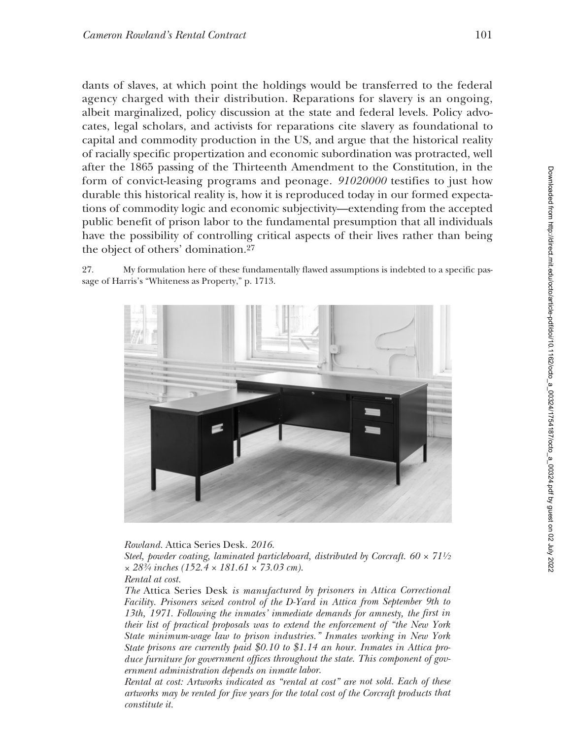dants of slaves, at which point the holdings would be transferred to the federal agency charged with their distribution. Reparations for slavery is an ongoing, albeit marginalized, policy discussion at the state and federal levels. Policy advocates, legal scholars, and activists for reparations cite slavery as foundational to capital and commodity production in the US, and argue that the historical reality of racially specific propertization and economic subordination was protracted, well after the 1865 passing of the Thirteenth Amendment to the Constitution, in the form of convict-leasing programs and peonage. *91020000* testifies to just how durable this historical reality is, how it is reproduced today in our formed expectations of commodity logic and economic subjectivity—extending from the accepted public benefit of prison labor to the fundamental presumption that all individuals have the possibility of controlling critical aspects of their lives rather than being the object of others' domination.[27]

27. My formulation here of these fundamentally flawed assumptions is indebted to a specific passage of Harris's "Whiteness as Property," p. 1713.

*Rowland.* Attica Series Desk. *2016.*
*Steel, powder coating, laminated particleboard, distributed by Corcraft. 60 × 71½ × 28¾ inches (152.4 × 181.61 × 73.03 cm).*
*Rental at cost.*
*The* Attica Series Desk *is manufactured by prisoners in Attica Correctional Facility. Prisoners seized control of the D-Yard in Attica from September 9th to 13th, 1971. Following the inmates' immediate demands for amnesty, the first in their list of practical proposals was to extend the enforcement of "the New York State minimum-wage law to prison industries." Inmates working in New York State prisons are currently paid $0.10 to $1.14 an hour. Inmates in Attica produce furniture for government offices throughout the state. This component of government administration depends on inmate labor.*
*Rental at cost: Artworks indicated as "rental at cost" are not sold. Each of these artworks may be rented for five years for the total cost of the Corcraft products that constitute it.*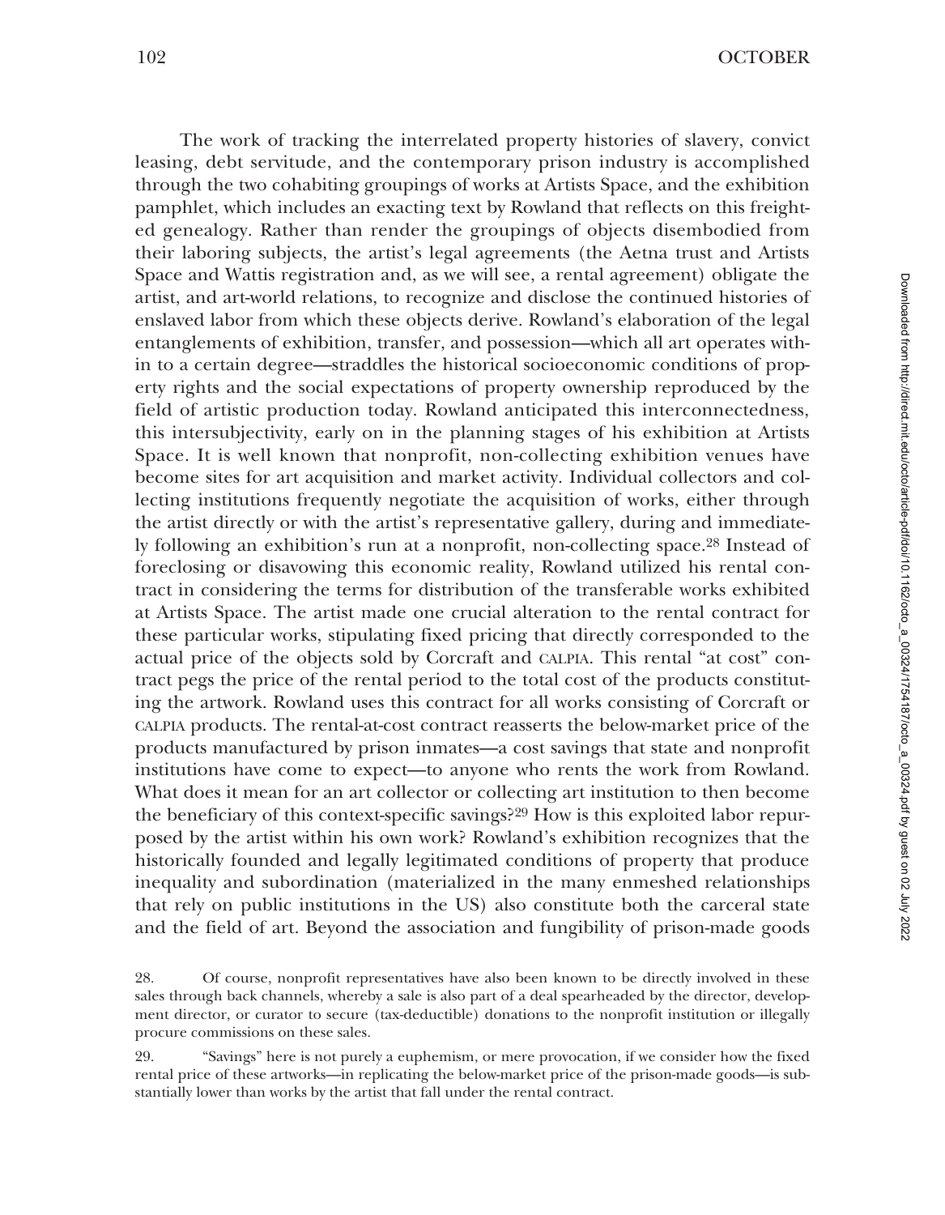The work of tracking the interrelated property histories of slavery, convict leasing, debt servitude, and the contemporary prison industry is accomplished through the two cohabiting groupings of works at Artists Space, and the exhibition pamphlet, which includes an exacting text by Rowland that reflects on this freighted genealogy. Rather than render the groupings of objects disembodied from their laboring subjects, the artist's legal agreements (the Aetna trust and Artists Space and Wattis registration and, as we will see, a rental agreement) obligate the artist, and art-world relations, to recognize and disclose the continued histories of enslaved labor from which these objects derive. Rowland's elaboration of the legal entanglements of exhibition, transfer, and possession—which all art operates within to a certain degree—straddles the historical socioeconomic conditions of property rights and the social expectations of property ownership reproduced by the field of artistic production today. Rowland anticipated this interconnectedness, this intersubjectivity, early on in the planning stages of his exhibition at Artists Space. It is well known that nonprofit, non-collecting exhibition venues have become sites for art acquisition and market activity. Individual collectors and collecting institutions frequently negotiate the acquisition of works, either through the artist directly or with the artist's representative gallery, during and immediately following an exhibition's run at a nonprofit, non-collecting space.[28] Instead of foreclosing or disavowing this economic reality, Rowland utilized his rental contract in considering the terms for distribution of the transferable works exhibited at Artists Space. The artist made one crucial alteration to the rental contract for these particular works, stipulating fixed pricing that directly corresponded to the actual price of the objects sold by Corcraft and CALPIA. This rental "at cost" contract pegs the price of the rental period to the total cost of the products constituting the artwork. Rowland uses this contract for all works consisting of Corcraft or CALPIA products. The rental-at-cost contract reasserts the below-market price of the products manufactured by prison inmates—a cost savings that state and nonprofit institutions have come to expect—to anyone who rents the work from Rowland. What does it mean for an art collector or collecting art institution to then become the beneficiary of this context-specific savings?[29] How is this exploited labor repurposed by the artist within his own work? Rowland's exhibition recognizes that the historically founded and legally legitimated conditions of property that produce inequality and subordination (materialized in the many enmeshed relationships that rely on public institutions in the US) also constitute both the carceral state and the field of art. Beyond the association and fungibility of prison-made goods

28. Of course, nonprofit representatives have also been known to be directly involved in these sales through back channels, whereby a sale is also part of a deal spearheaded by the director, development director, or curator to secure (tax-deductible) donations to the nonprofit institution or illegally procure commissions on these sales.

29. "Savings" here is not purely a euphemism, or mere provocation, if we consider how the fixed rental price of these artworks—in replicating the below-market price of the prison-made goods—is substantially lower than works by the artist that fall under the rental contract.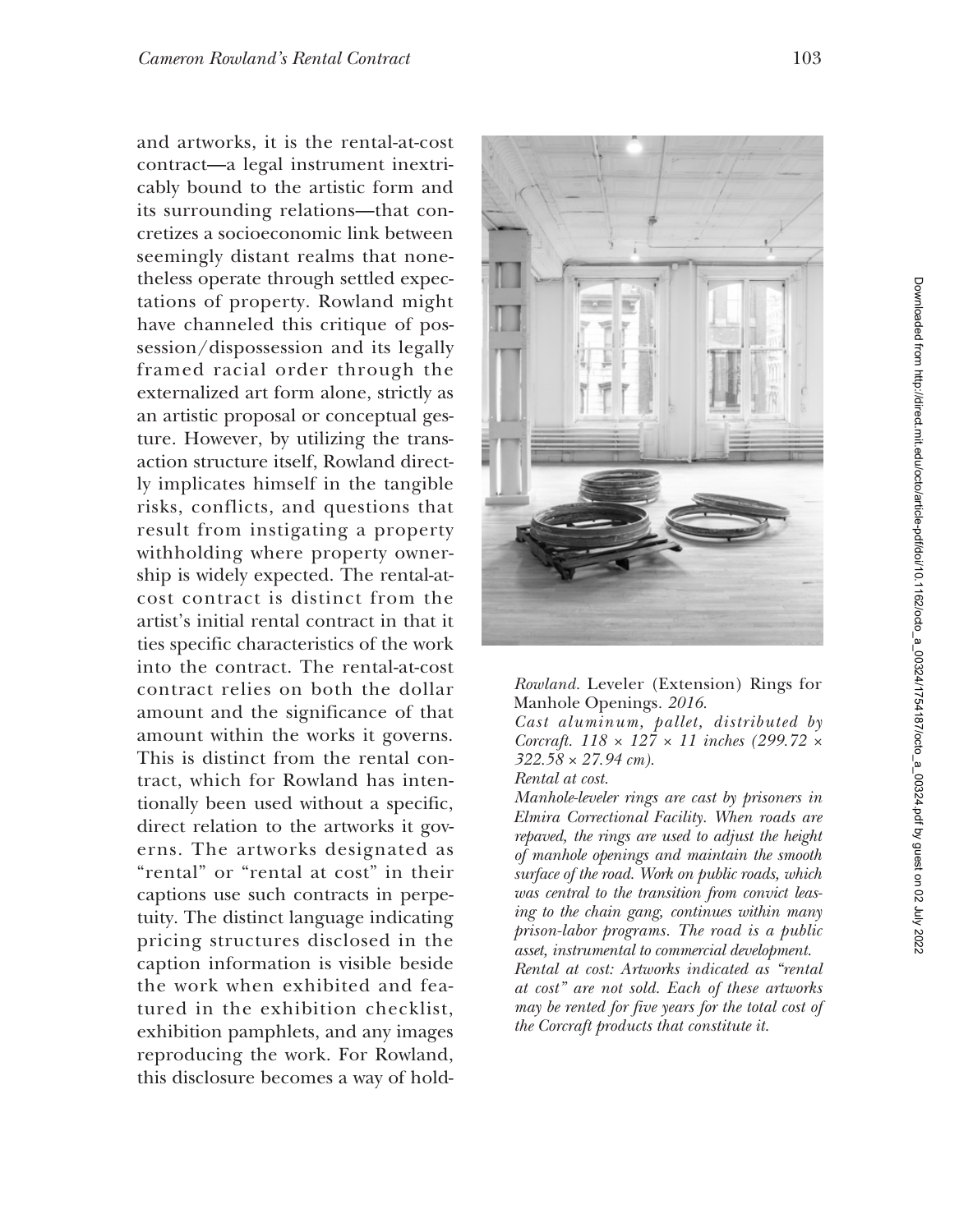and artworks, it is the rental-at-cost contract—a legal instrument inextricably bound to the artistic form and its surrounding relations—that concretizes a socioeconomic link between seemingly distant realms that nonetheless operate through settled expectations of property. Rowland might have channeled this critique of possession/dispossession and its legally framed racial order through the externalized art form alone, strictly as an artistic proposal or conceptual gesture. However, by utilizing the transaction structure itself, Rowland directly implicates himself in the tangible risks, conflicts, and questions that result from instigating a property withholding where property ownership is widely expected. The rental-at-cost contract is distinct from the artist's initial rental contract in that it ties specific characteristics of the work into the contract. The rental-at-cost contract relies on both the dollar amount and the significance of that amount within the works it governs. This is distinct from the rental contract, which for Rowland has intentionally been used without a specific, direct relation to the artworks it governs. The artworks designated as "rental" or "rental at cost" in their captions use such contracts in perpetuity. The distinct language indicating pricing structures disclosed in the caption information is visible beside the work when exhibited and featured in the exhibition checklist, exhibition pamphlets, and any images reproducing the work. For Rowland, this disclosure becomes a way of hold-

*Rowland.* Leveler (Extension) Rings for Manhole Openings. *2016.*
*Cast aluminum, pallet, distributed by Corcraft. 118 × 127 × 11 inches (299.72 × 322.58 × 27.94 cm).*
*Rental at cost.*
*Manhole-leveler rings are cast by prisoners in Elmira Correctional Facility. When roads are repaved, the rings are used to adjust the height of manhole openings and maintain the smooth surface of the road. Work on public roads, which was central to the transition from convict leasing to the chain gang, continues within many prison-labor programs. The road is a public asset, instrumental to commercial development.*
*Rental at cost: Artworks indicated as "rental at cost" are not sold. Each of these artworks may be rented for five years for the total cost of the Corcraft products that constitute it.*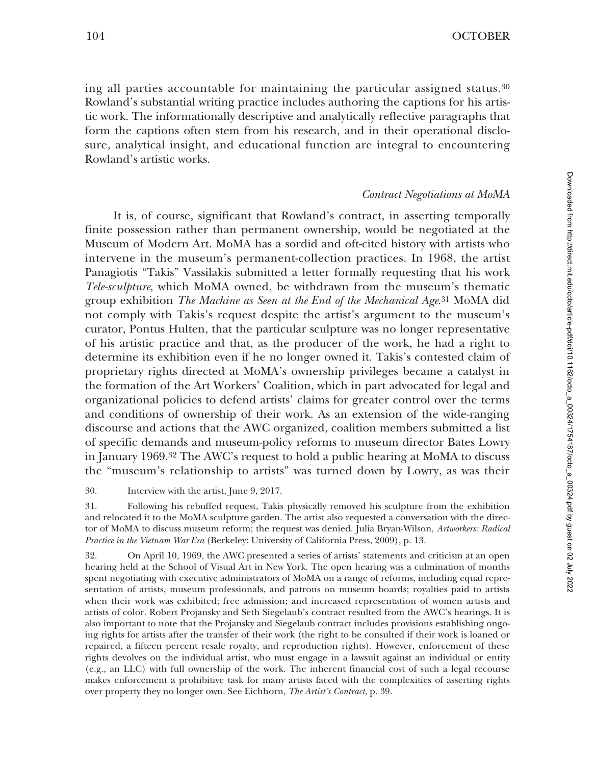ing all parties accountable for maintaining the particular assigned status.[30] Rowland's substantial writing practice includes authoring the captions for his artistic work. The informationally descriptive and analytically reflective paragraphs that form the captions often stem from his research, and in their operational disclosure, analytical insight, and educational function are integral to encountering Rowland's artistic works.

### *Contract Negotiations at MoMA*

It is, of course, significant that Rowland's contract, in asserting temporally finite possession rather than permanent ownership, would be negotiated at the Museum of Modern Art. MoMA has a sordid and oft-cited history with artists who intervene in the museum's permanent-collection practices. In 1968, the artist Panagiotis "Takis" Vassilakis submitted a letter formally requesting that his work *Tele-sculpture*, which MoMA owned, be withdrawn from the museum's thematic group exhibition *The Machine as Seen at the End of the Mechanical Age*.[31] MoMA did not comply with Takis's request despite the artist's argument to the museum's curator, Pontus Hulten, that the particular sculpture was no longer representative of his artistic practice and that, as the producer of the work, he had a right to determine its exhibition even if he no longer owned it. Takis's contested claim of proprietary rights directed at MoMA's ownership privileges became a catalyst in the formation of the Art Workers' Coalition, which in part advocated for legal and organizational policies to defend artists' claims for greater control over the terms and conditions of ownership of their work. As an extension of the wide-ranging discourse and actions that the AWC organized, coalition members submitted a list of specific demands and museum-policy reforms to museum director Bates Lowry in January 1969.[32] The AWC's request to hold a public hearing at MoMA to discuss the "museum's relationship to artists" was turned down by Lowry, as was their

30. Interview with the artist, June 9, 2017.

31. Following his rebuffed request, Takis physically removed his sculpture from the exhibition and relocated it to the MoMA sculpture garden. The artist also requested a conversation with the director of MoMA to discuss museum reform; the request was denied. Julia Bryan-Wilson, *Artworkers: Radical Practice in the Vietnam War Era* (Berkeley: University of California Press, 2009), p. 13.

32. On April 10, 1969, the AWC presented a series of artists' statements and criticism at an open hearing held at the School of Visual Art in New York. The open hearing was a culmination of months spent negotiating with executive administrators of MoMA on a range of reforms, including equal representation of artists, museum professionals, and patrons on museum boards; royalties paid to artists when their work was exhibited; free admission; and increased representation of women artists and artists of color. Robert Projansky and Seth Siegelaub's contract resulted from the AWC's hearings. It is also important to note that the Projansky and Siegelaub contract includes provisions establishing ongoing rights for artists after the transfer of their work (the right to be consulted if their work is loaned or repaired, a fifteen percent resale royalty, and reproduction rights). However, enforcement of these rights devolves on the individual artist, who must engage in a lawsuit against an individual or entity (e.g., an LLC) with full ownership of the work. The inherent financial cost of such a legal recourse makes enforcement a prohibitive task for many artists faced with the complexities of asserting rights over property they no longer own. See Eichhorn, *The Artist's Contract*, p. 39.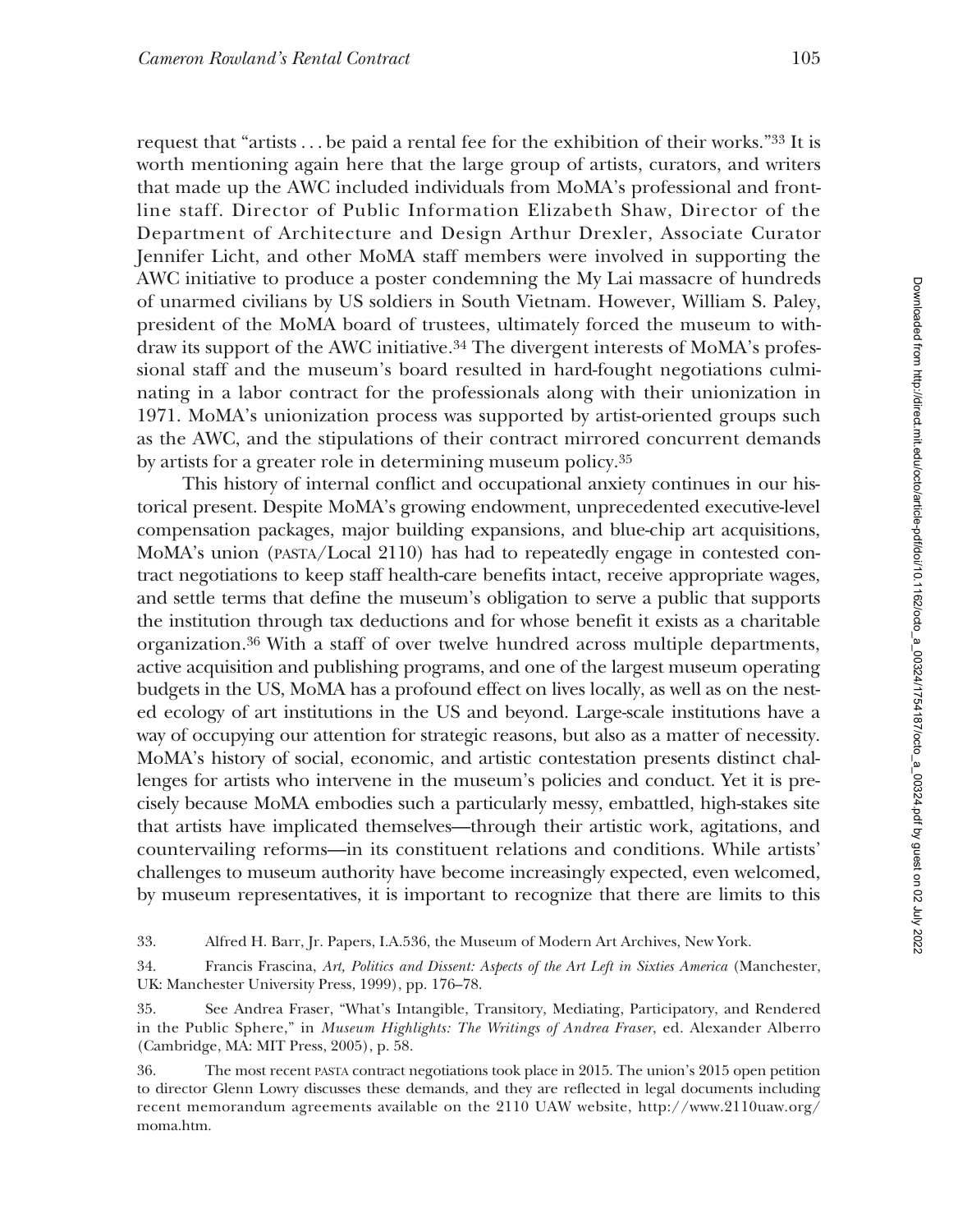request that "artists . . . be paid a rental fee for the exhibition of their works."[33] It is worth mentioning again here that the large group of artists, curators, and writers that made up the AWC included individuals from MoMA's professional and frontline staff. Director of Public Information Elizabeth Shaw, Director of the Department of Architecture and Design Arthur Drexler, Associate Curator Jennifer Licht, and other MoMA staff members were involved in supporting the AWC initiative to produce a poster condemning the My Lai massacre of hundreds of unarmed civilians by US soldiers in South Vietnam. However, William S. Paley, president of the MoMA board of trustees, ultimately forced the museum to withdraw its support of the AWC initiative.[34] The divergent interests of MoMA's professional staff and the museum's board resulted in hard-fought negotiations culminating in a labor contract for the professionals along with their unionization in 1971. MoMA's unionization process was supported by artist-oriented groups such as the AWC, and the stipulations of their contract mirrored concurrent demands by artists for a greater role in determining museum policy.[35]

This history of internal conflict and occupational anxiety continues in our historical present. Despite MoMA's growing endowment, unprecedented executive-level compensation packages, major building expansions, and blue-chip art acquisitions, MoMA's union (PASTA/Local 2110) has had to repeatedly engage in contested contract negotiations to keep staff health-care benefits intact, receive appropriate wages, and settle terms that define the museum's obligation to serve a public that supports the institution through tax deductions and for whose benefit it exists as a charitable organization.[36] With a staff of over twelve hundred across multiple departments, active acquisition and publishing programs, and one of the largest museum operating budgets in the US, MoMA has a profound effect on lives locally, as well as on the nested ecology of art institutions in the US and beyond. Large-scale institutions have a way of occupying our attention for strategic reasons, but also as a matter of necessity. MoMA's history of social, economic, and artistic contestation presents distinct challenges for artists who intervene in the museum's policies and conduct. Yet it is precisely because MoMA embodies such a particularly messy, embattled, high-stakes site that artists have implicated themselves—through their artistic work, agitations, and countervailing reforms—in its constituent relations and conditions. While artists' challenges to museum authority have become increasingly expected, even welcomed, by museum representatives, it is important to recognize that there are limits to this

33. Alfred H. Barr, Jr. Papers, I.A.536, the Museum of Modern Art Archives, New York.

34. Francis Frascina, *Art, Politics and Dissent: Aspects of the Art Left in Sixties America* (Manchester, UK: Manchester University Press, 1999), pp. 176–78.

35. See Andrea Fraser, "What's Intangible, Transitory, Mediating, Participatory, and Rendered in the Public Sphere," in *Museum Highlights: The Writings of Andrea Fraser*, ed. Alexander Alberro (Cambridge, MA: MIT Press, 2005), p. 58.

36. The most recent PASTA contract negotiations took place in 2015. The union's 2015 open petition to director Glenn Lowry discusses these demands, and they are reflected in legal documents including recent memorandum agreements available on the 2110 UAW website, http://www.2110uaw.org/moma.htm.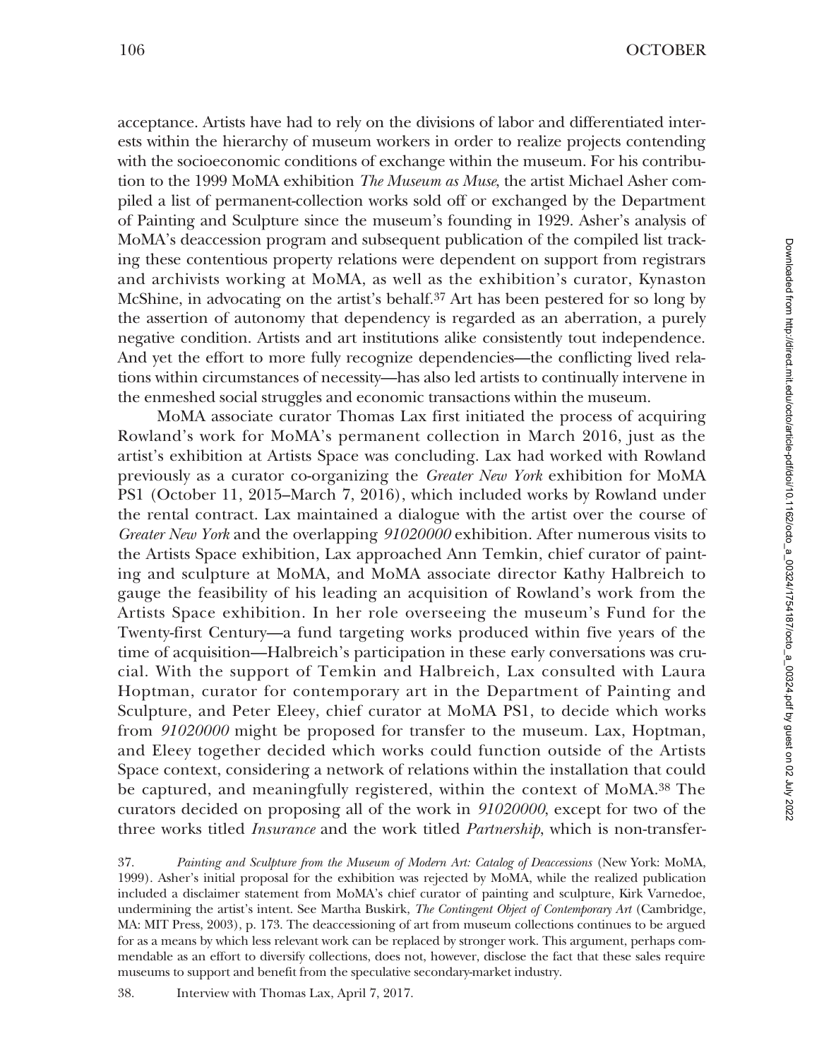acceptance. Artists have had to rely on the divisions of labor and differentiated interests within the hierarchy of museum workers in order to realize projects contending with the socioeconomic conditions of exchange within the museum. For his contribution to the 1999 MoMA exhibition *The Museum as Muse*, the artist Michael Asher compiled a list of permanent-collection works sold off or exchanged by the Department of Painting and Sculpture since the museum's founding in 1929. Asher's analysis of MoMA's deaccession program and subsequent publication of the compiled list tracking these contentious property relations were dependent on support from registrars and archivists working at MoMA, as well as the exhibition's curator, Kynaston McShine, in advocating on the artist's behalf.[37] Art has been pestered for so long by the assertion of autonomy that dependency is regarded as an aberration, a purely negative condition. Artists and art institutions alike consistently tout independence. And yet the effort to more fully recognize dependencies—the conflicting lived relations within circumstances of necessity—has also led artists to continually intervene in the enmeshed social struggles and economic transactions within the museum.

MoMA associate curator Thomas Lax first initiated the process of acquiring Rowland's work for MoMA's permanent collection in March 2016, just as the artist's exhibition at Artists Space was concluding. Lax had worked with Rowland previously as a curator co-organizing the *Greater New York* exhibition for MoMA PS1 (October 11, 2015–March 7, 2016), which included works by Rowland under the rental contract. Lax maintained a dialogue with the artist over the course of *Greater New York* and the overlapping *91020000* exhibition. After numerous visits to the Artists Space exhibition, Lax approached Ann Temkin, chief curator of painting and sculpture at MoMA, and MoMA associate director Kathy Halbreich to gauge the feasibility of his leading an acquisition of Rowland's work from the Artists Space exhibition. In her role overseeing the museum's Fund for the Twenty-first Century—a fund targeting works produced within five years of the time of acquisition—Halbreich's participation in these early conversations was crucial. With the support of Temkin and Halbreich, Lax consulted with Laura Hoptman, curator for contemporary art in the Department of Painting and Sculpture, and Peter Eleey, chief curator at MoMA PS1, to decide which works from *91020000* might be proposed for transfer to the museum. Lax, Hoptman, and Eleey together decided which works could function outside of the Artists Space context, considering a network of relations within the installation that could be captured, and meaningfully registered, within the context of MoMA.[38] The curators decided on proposing all of the work in *91020000*, except for two of the three works titled *Insurance* and the work titled *Partnership*, which is non-transfer-

37. *Painting and Sculpture from the Museum of Modern Art: Catalog of Deaccessions* (New York: MoMA, 1999). Asher's initial proposal for the exhibition was rejected by MoMA, while the realized publication included a disclaimer statement from MoMA's chief curator of painting and sculpture, Kirk Varnedoe, undermining the artist's intent. See Martha Buskirk, *The Contingent Object of Contemporary Art* (Cambridge, MA: MIT Press, 2003), p. 173. The deaccessioning of art from museum collections continues to be argued for as a means by which less relevant work can be replaced by stronger work. This argument, perhaps commendable as an effort to diversify collections, does not, however, disclose the fact that these sales require museums to support and benefit from the speculative secondary-market industry.

38. Interview with Thomas Lax, April 7, 2017.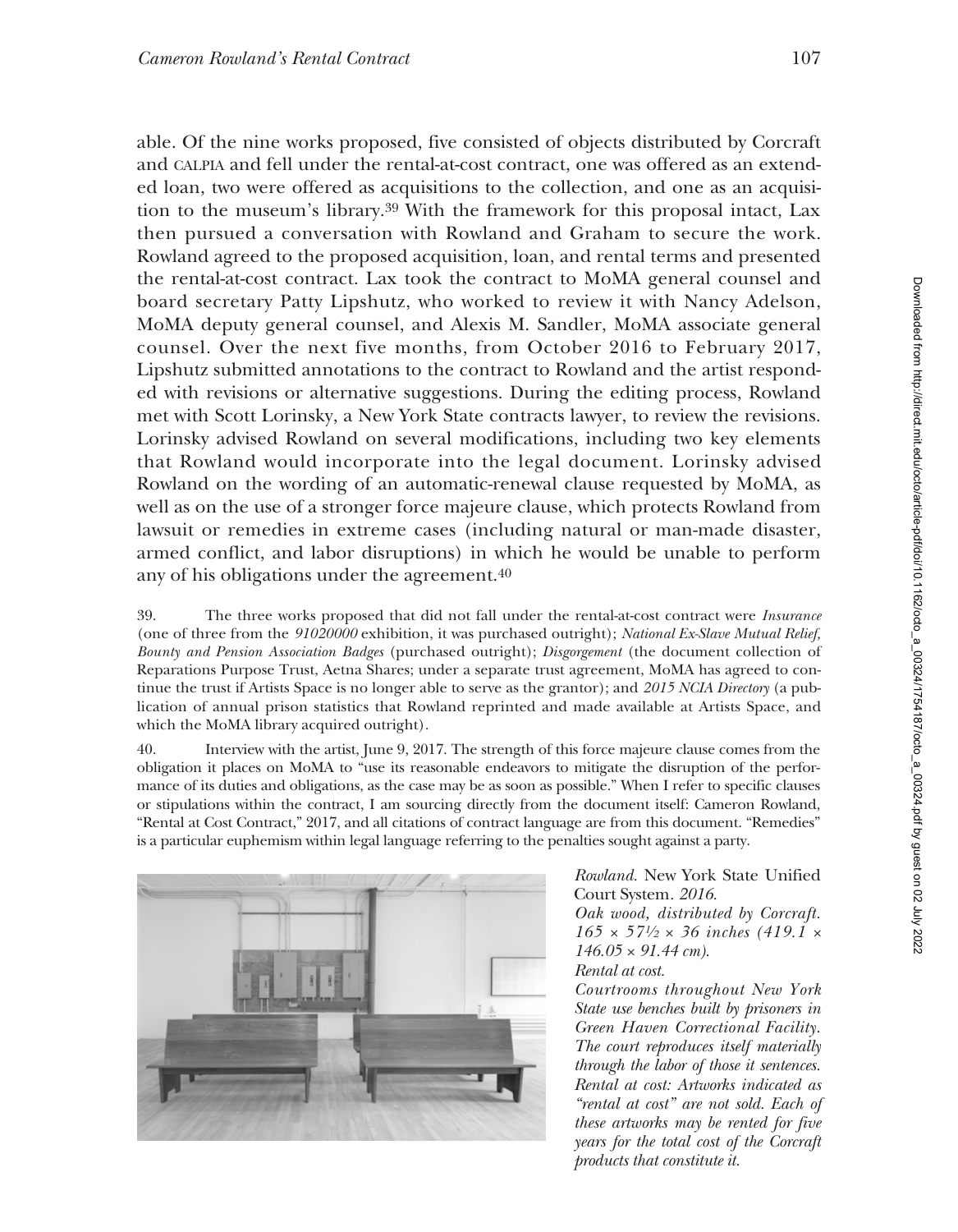able. Of the nine works proposed, five consisted of objects distributed by Corcraft and CALPIA and fell under the rental-at-cost contract, one was offered as an extended loan, two were offered as acquisitions to the collection, and one as an acquisition to the museum's library.[39] With the framework for this proposal intact, Lax then pursued a conversation with Rowland and Graham to secure the work. Rowland agreed to the proposed acquisition, loan, and rental terms and presented the rental-at-cost contract. Lax took the contract to MoMA general counsel and board secretary Patty Lipshutz, who worked to review it with Nancy Adelson, MoMA deputy general counsel, and Alexis M. Sandler, MoMA associate general counsel. Over the next five months, from October 2016 to February 2017, Lipshutz submitted annotations to the contract to Rowland and the artist responded with revisions or alternative suggestions. During the editing process, Rowland met with Scott Lorinsky, a New York State contracts lawyer, to review the revisions. Lorinsky advised Rowland on several modifications, including two key elements that Rowland would incorporate into the legal document. Lorinsky advised Rowland on the wording of an automatic-renewal clause requested by MoMA, as well as on the use of a stronger force majeure clause, which protects Rowland from lawsuit or remedies in extreme cases (including natural or man-made disaster, armed conflict, and labor disruptions) in which he would be unable to perform any of his obligations under the agreement.[40]

39. The three works proposed that did not fall under the rental-at-cost contract were *Insurance* (one of three from the *91020000* exhibition, it was purchased outright); *National Ex-Slave Mutual Relief, Bounty and Pension Association Badges* (purchased outright); *Disgorgement* (the document collection of Reparations Purpose Trust, Aetna Shares; under a separate trust agreement, MoMA has agreed to continue the trust if Artists Space is no longer able to serve as the grantor); and *2015 NCIA Directory* (a publication of annual prison statistics that Rowland reprinted and made available at Artists Space, and which the MoMA library acquired outright).

40. Interview with the artist, June 9, 2017. The strength of this force majeure clause comes from the obligation it places on MoMA to "use its reasonable endeavors to mitigate the disruption of the performance of its duties and obligations, as the case may be as soon as possible." When I refer to specific clauses or stipulations within the contract, I am sourcing directly from the document itself: Cameron Rowland, "Rental at Cost Contract," 2017, and all citations of contract language are from this document. "Remedies" is a particular euphemism within legal language referring to the penalties sought against a party.

*Rowland.* New York State Unified Court System. *2016.*
*Oak wood, distributed by Corcraft.*
*165 × 57½ × 36 inches (419.1 × 146.05 × 91.44 cm).*
*Rental at cost.*
*Courtrooms throughout New York State use benches built by prisoners in Green Haven Correctional Facility. The court reproduces itself materially through the labor of those it sentences.*
*Rental at cost: Artworks indicated as "rental at cost" are not sold. Each of these artworks may be rented for five years for the total cost of the Corcraft products that constitute it.*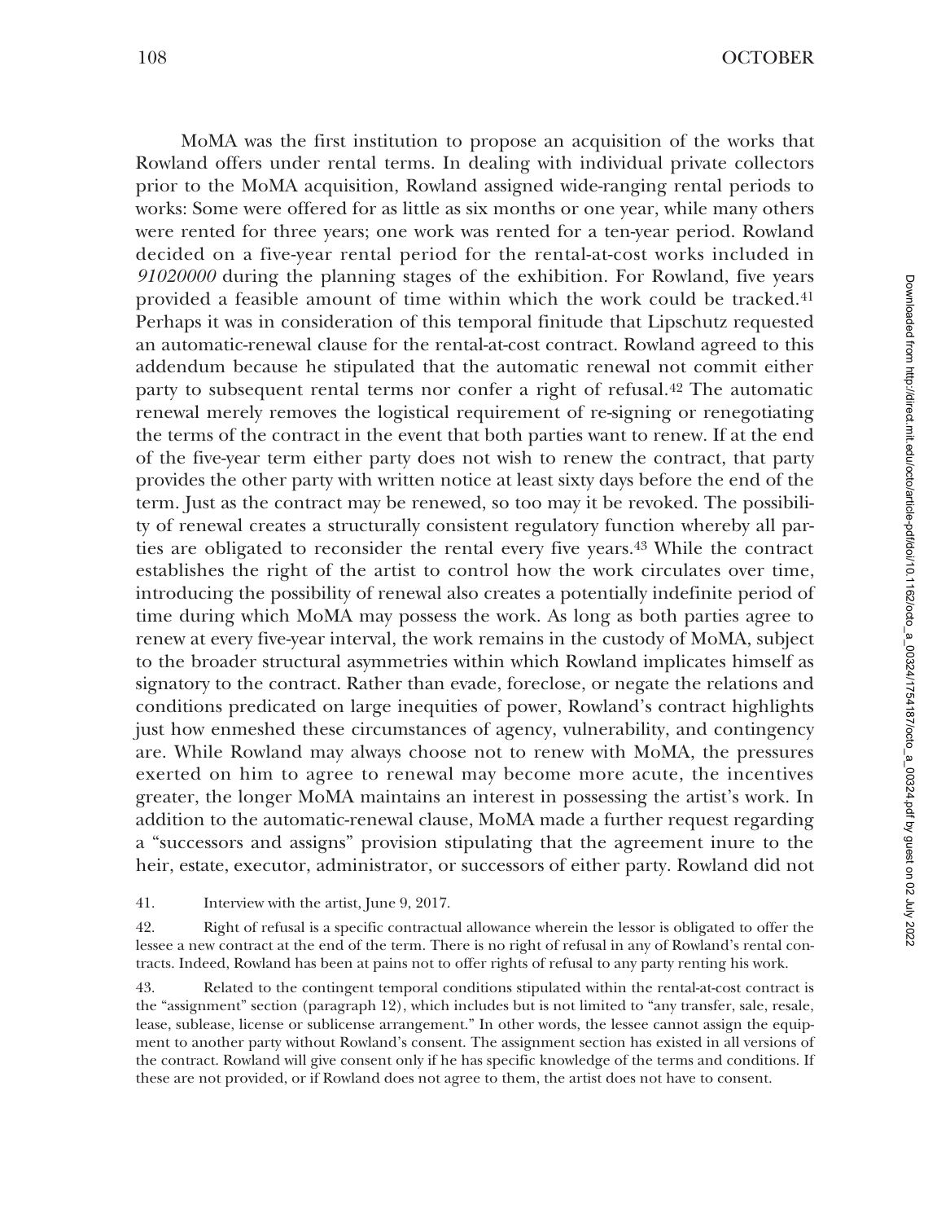MoMA was the first institution to propose an acquisition of the works that Rowland offers under rental terms. In dealing with individual private collectors prior to the MoMA acquisition, Rowland assigned wide-ranging rental periods to works: Some were offered for as little as six months or one year, while many others were rented for three years; one work was rented for a ten-year period. Rowland decided on a five-year rental period for the rental-at-cost works included in *91020000* during the planning stages of the exhibition. For Rowland, five years provided a feasible amount of time within which the work could be tracked.[41] Perhaps it was in consideration of this temporal finitude that Lipschutz requested an automatic-renewal clause for the rental-at-cost contract. Rowland agreed to this addendum because he stipulated that the automatic renewal not commit either party to subsequent rental terms nor confer a right of refusal.[42] The automatic renewal merely removes the logistical requirement of re-signing or renegotiating the terms of the contract in the event that both parties want to renew. If at the end of the five-year term either party does not wish to renew the contract, that party provides the other party with written notice at least sixty days before the end of the term. Just as the contract may be renewed, so too may it be revoked. The possibility of renewal creates a structurally consistent regulatory function whereby all parties are obligated to reconsider the rental every five years.[43] While the contract establishes the right of the artist to control how the work circulates over time, introducing the possibility of renewal also creates a potentially indefinite period of time during which MoMA may possess the work. As long as both parties agree to renew at every five-year interval, the work remains in the custody of MoMA, subject to the broader structural asymmetries within which Rowland implicates himself as signatory to the contract. Rather than evade, foreclose, or negate the relations and conditions predicated on large inequities of power, Rowland's contract highlights just how enmeshed these circumstances of agency, vulnerability, and contingency are. While Rowland may always choose not to renew with MoMA, the pressures exerted on him to agree to renewal may become more acute, the incentives greater, the longer MoMA maintains an interest in possessing the artist's work. In addition to the automatic-renewal clause, MoMA made a further request regarding a "successors and assigns" provision stipulating that the agreement inure to the heir, estate, executor, administrator, or successors of either party. Rowland did not

41. Interview with the artist, June 9, 2017.

42. Right of refusal is a specific contractual allowance wherein the lessor is obligated to offer the lessee a new contract at the end of the term. There is no right of refusal in any of Rowland's rental contracts. Indeed, Rowland has been at pains not to offer rights of refusal to any party renting his work.

43. Related to the contingent temporal conditions stipulated within the rental-at-cost contract is the "assignment" section (paragraph 12), which includes but is not limited to "any transfer, sale, resale, lease, sublease, license or sublicense arrangement." In other words, the lessee cannot assign the equipment to another party without Rowland's consent. The assignment section has existed in all versions of the contract. Rowland will give consent only if he has specific knowledge of the terms and conditions. If these are not provided, or if Rowland does not agree to them, the artist does not have to consent.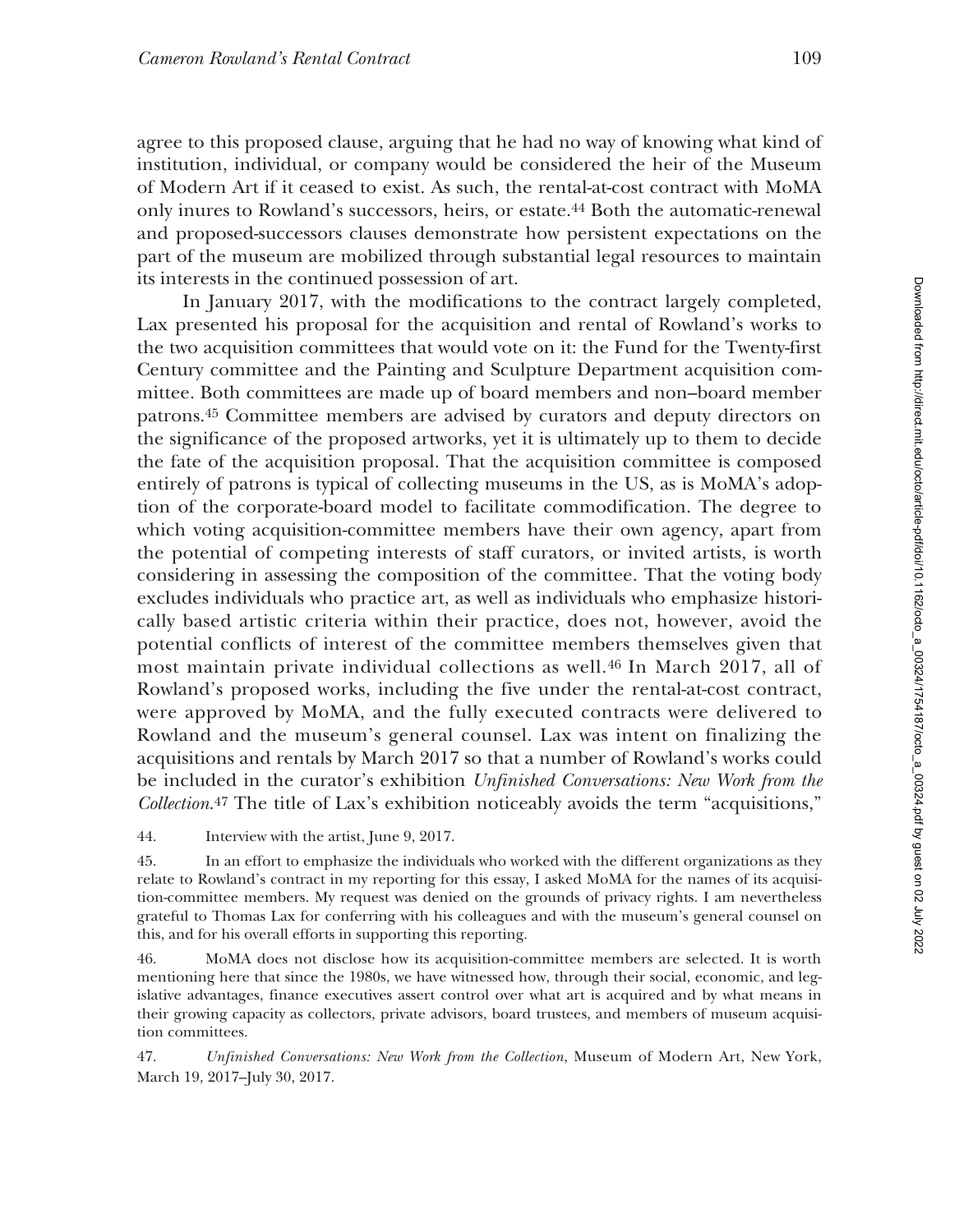agree to this proposed clause, arguing that he had no way of knowing what kind of institution, individual, or company would be considered the heir of the Museum of Modern Art if it ceased to exist. As such, the rental-at-cost contract with MoMA only inures to Rowland's successors, heirs, or estate.[44] Both the automatic-renewal and proposed-successors clauses demonstrate how persistent expectations on the part of the museum are mobilized through substantial legal resources to maintain its interests in the continued possession of art.

In January 2017, with the modifications to the contract largely completed, Lax presented his proposal for the acquisition and rental of Rowland's works to the two acquisition committees that would vote on it: the Fund for the Twenty-first Century committee and the Painting and Sculpture Department acquisition committee. Both committees are made up of board members and non–board member patrons.[45] Committee members are advised by curators and deputy directors on the significance of the proposed artworks, yet it is ultimately up to them to decide the fate of the acquisition proposal. That the acquisition committee is composed entirely of patrons is typical of collecting museums in the US, as is MoMA's adoption of the corporate-board model to facilitate commodification. The degree to which voting acquisition-committee members have their own agency, apart from the potential of competing interests of staff curators, or invited artists, is worth considering in assessing the composition of the committee. That the voting body excludes individuals who practice art, as well as individuals who emphasize historically based artistic criteria within their practice, does not, however, avoid the potential conflicts of interest of the committee members themselves given that most maintain private individual collections as well.[46] In March 2017, all of Rowland's proposed works, including the five under the rental-at-cost contract, were approved by MoMA, and the fully executed contracts were delivered to Rowland and the museum's general counsel. Lax was intent on finalizing the acquisitions and rentals by March 2017 so that a number of Rowland's works could be included in the curator's exhibition *Unfinished Conversations: New Work from the Collection*.[47] The title of Lax's exhibition noticeably avoids the term "acquisitions,"

44. Interview with the artist, June 9, 2017.

45. In an effort to emphasize the individuals who worked with the different organizations as they relate to Rowland's contract in my reporting for this essay, I asked MoMA for the names of its acquisition-committee members. My request was denied on the grounds of privacy rights. I am nevertheless grateful to Thomas Lax for conferring with his colleagues and with the museum's general counsel on this, and for his overall efforts in supporting this reporting.

46. MoMA does not disclose how its acquisition-committee members are selected. It is worth mentioning here that since the 1980s, we have witnessed how, through their social, economic, and legislative advantages, finance executives assert control over what art is acquired and by what means in their growing capacity as collectors, private advisors, board trustees, and members of museum acquisition committees.

47. *Unfinished Conversations: New Work from the Collection*, Museum of Modern Art, New York, March 19, 2017–July 30, 2017.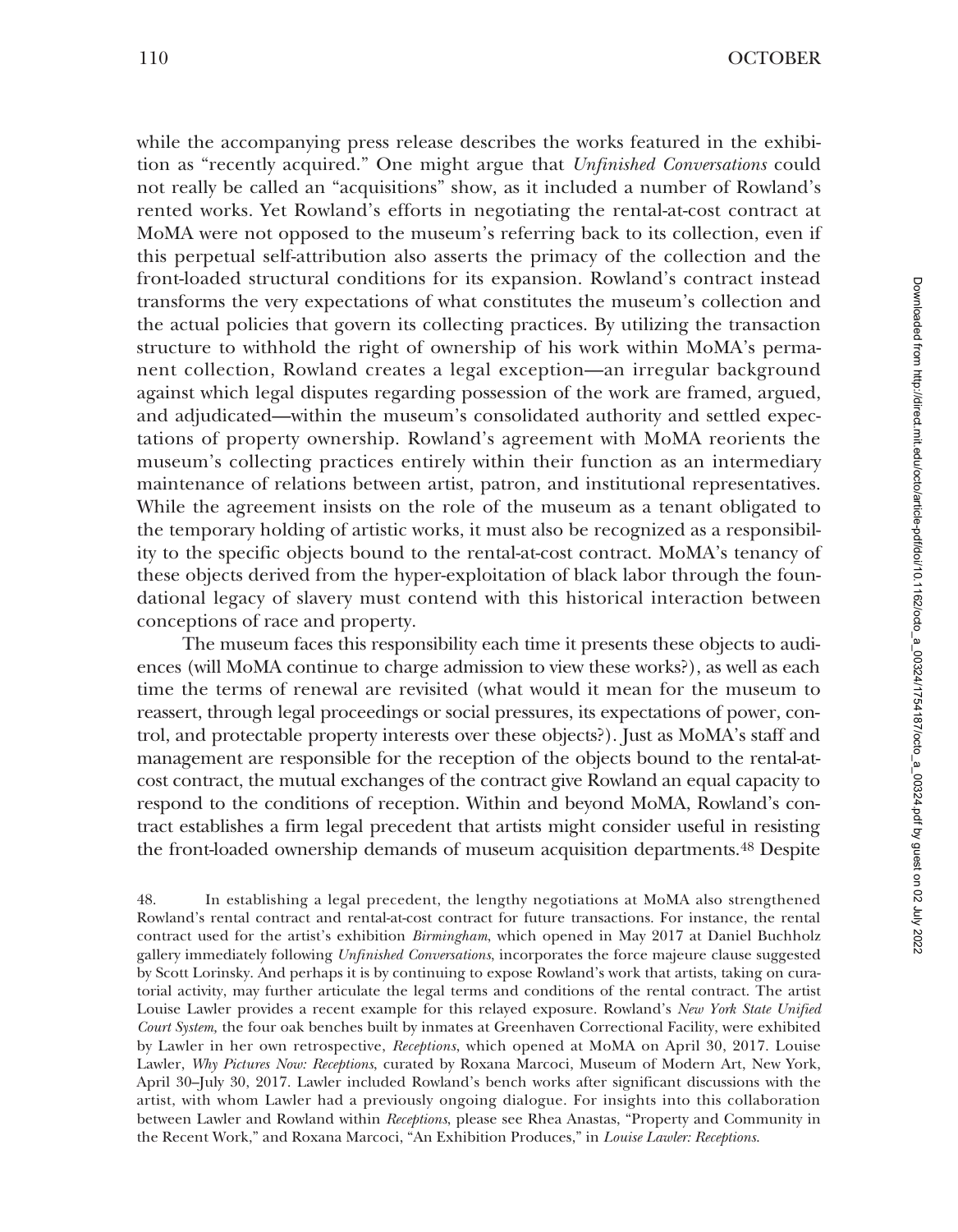while the accompanying press release describes the works featured in the exhibition as "recently acquired." One might argue that *Unfinished Conversations* could not really be called an "acquisitions" show, as it included a number of Rowland's rented works. Yet Rowland's efforts in negotiating the rental-at-cost contract at MoMA were not opposed to the museum's referring back to its collection, even if this perpetual self-attribution also asserts the primacy of the collection and the front-loaded structural conditions for its expansion. Rowland's contract instead transforms the very expectations of what constitutes the museum's collection and the actual policies that govern its collecting practices. By utilizing the transaction structure to withhold the right of ownership of his work within MoMA's permanent collection, Rowland creates a legal exception—an irregular background against which legal disputes regarding possession of the work are framed, argued, and adjudicated—within the museum's consolidated authority and settled expectations of property ownership. Rowland's agreement with MoMA reorients the museum's collecting practices entirely within their function as an intermediary maintenance of relations between artist, patron, and institutional representatives. While the agreement insists on the role of the museum as a tenant obligated to the temporary holding of artistic works, it must also be recognized as a responsibility to the specific objects bound to the rental-at-cost contract. MoMA's tenancy of these objects derived from the hyper-exploitation of black labor through the foundational legacy of slavery must contend with this historical interaction between conceptions of race and property.

The museum faces this responsibility each time it presents these objects to audiences (will MoMA continue to charge admission to view these works?), as well as each time the terms of renewal are revisited (what would it mean for the museum to reassert, through legal proceedings or social pressures, its expectations of power, control, and protectable property interests over these objects?). Just as MoMA's staff and management are responsible for the reception of the objects bound to the rental-at-cost contract, the mutual exchanges of the contract give Rowland an equal capacity to respond to the conditions of reception. Within and beyond MoMA, Rowland's contract establishes a firm legal precedent that artists might consider useful in resisting the front-loaded ownership demands of museum acquisition departments.[48] Despite

48. In establishing a legal precedent, the lengthy negotiations at MoMA also strengthened Rowland's rental contract and rental-at-cost contract for future transactions. For instance, the rental contract used for the artist's exhibition *Birmingham*, which opened in May 2017 at Daniel Buchholz gallery immediately following *Unfinished Conversations*, incorporates the force majeure clause suggested by Scott Lorinsky. And perhaps it is by continuing to expose Rowland's work that artists, taking on curatorial activity, may further articulate the legal terms and conditions of the rental contract. The artist Louise Lawler provides a recent example for this relayed exposure. Rowland's *New York State Unified Court System,* the four oak benches built by inmates at Greenhaven Correctional Facility, were exhibited by Lawler in her own retrospective, *Receptions*, which opened at MoMA on April 30, 2017. Louise Lawler, *Why Pictures Now: Receptions*, curated by Roxana Marcoci, Museum of Modern Art, New York, April 30–July 30, 2017. Lawler included Rowland's bench works after significant discussions with the artist, with whom Lawler had a previously ongoing dialogue. For insights into this collaboration between Lawler and Rowland within *Receptions*, please see Rhea Anastas, "Property and Community in the Recent Work," and Roxana Marcoci, "An Exhibition Produces," in *Louise Lawler: Receptions*.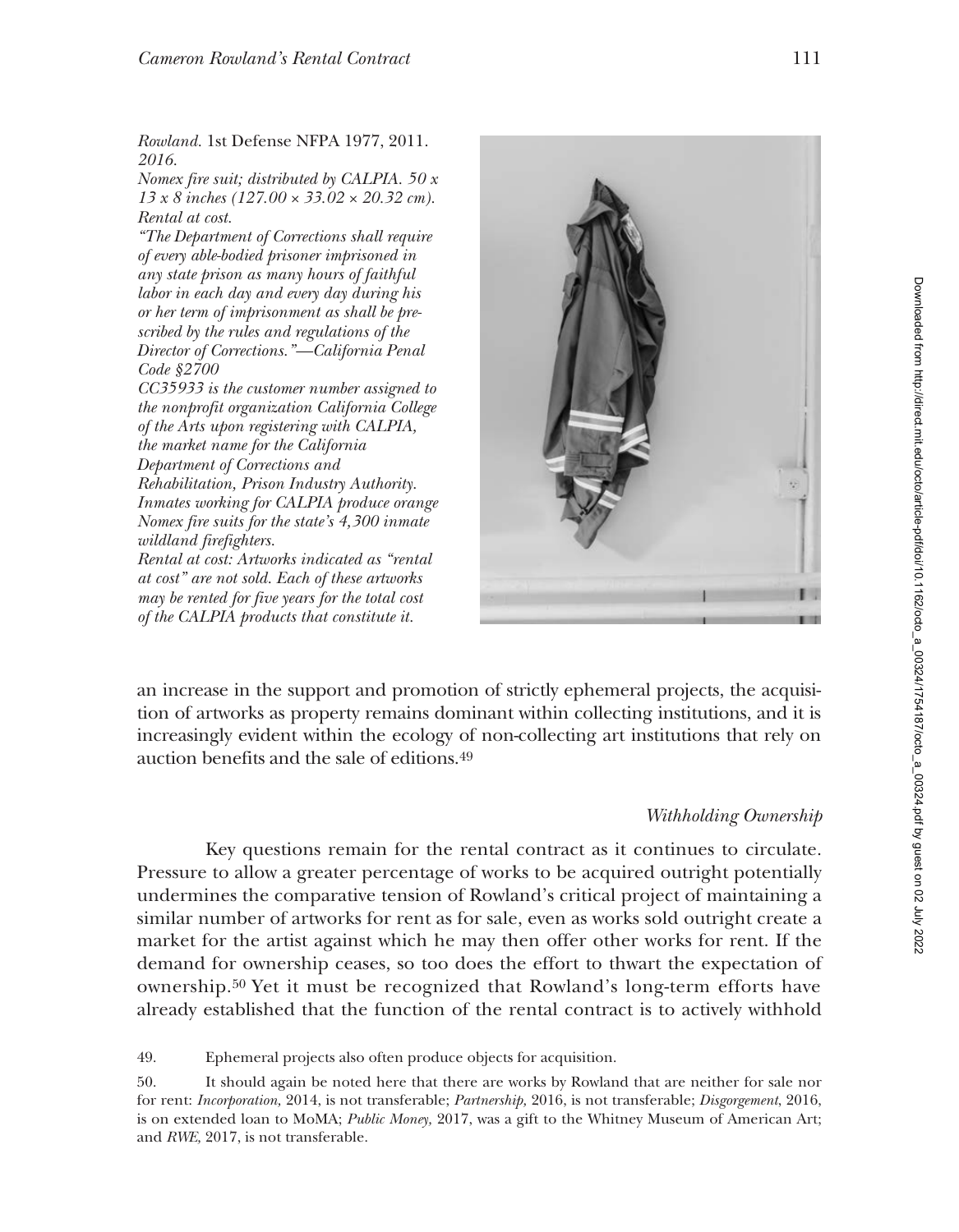*Rowland.* 1st Defense NFPA 1977, 2011. *2016.*
*Nomex fire suit; distributed by CALPIA. 50 x 13 x 8 inches (127.00 × 33.02 × 20.32 cm). Rental at cost.*
*"The Department of Corrections shall require of every able-bodied prisoner imprisoned in any state prison as many hours of faithful labor in each day and every day during his or her term of imprisonment as shall be prescribed by the rules and regulations of the Director of Corrections."—California Penal Code §2700*
*CC35933 is the customer number assigned to the nonprofit organization California College of the Arts upon registering with CALPIA, the market name for the California Department of Corrections and Rehabilitation, Prison Industry Authority. Inmates working for CALPIA produce orange Nomex fire suits for the state's 4,300 inmate wildland firefighters.*
*Rental at cost: Artworks indicated as "rental at cost" are not sold. Each of these artworks may be rented for five years for the total cost of the CALPIA products that constitute it.*

an increase in the support and promotion of strictly ephemeral projects, the acquisition of artworks as property remains dominant within collecting institutions, and it is increasingly evident within the ecology of non-collecting art institutions that rely on auction benefits and the sale of editions.[49]

### *Withholding Ownership*

Key questions remain for the rental contract as it continues to circulate. Pressure to allow a greater percentage of works to be acquired outright potentially undermines the comparative tension of Rowland's critical project of maintaining a similar number of artworks for rent as for sale, even as works sold outright create a market for the artist against which he may then offer other works for rent. If the demand for ownership ceases, so too does the effort to thwart the expectation of ownership.[50] Yet it must be recognized that Rowland's long-term efforts have already established that the function of the rental contract is to actively withhold

49. Ephemeral projects also often produce objects for acquisition.

50. It should again be noted here that there are works by Rowland that are neither for sale nor for rent: *Incorporation,* 2014, is not transferable; *Partnership,* 2016, is not transferable; *Disgorgement*, 2016, is on extended loan to MoMA; *Public Money,* 2017, was a gift to the Whitney Museum of American Art; and *RWE,* 2017, is not transferable.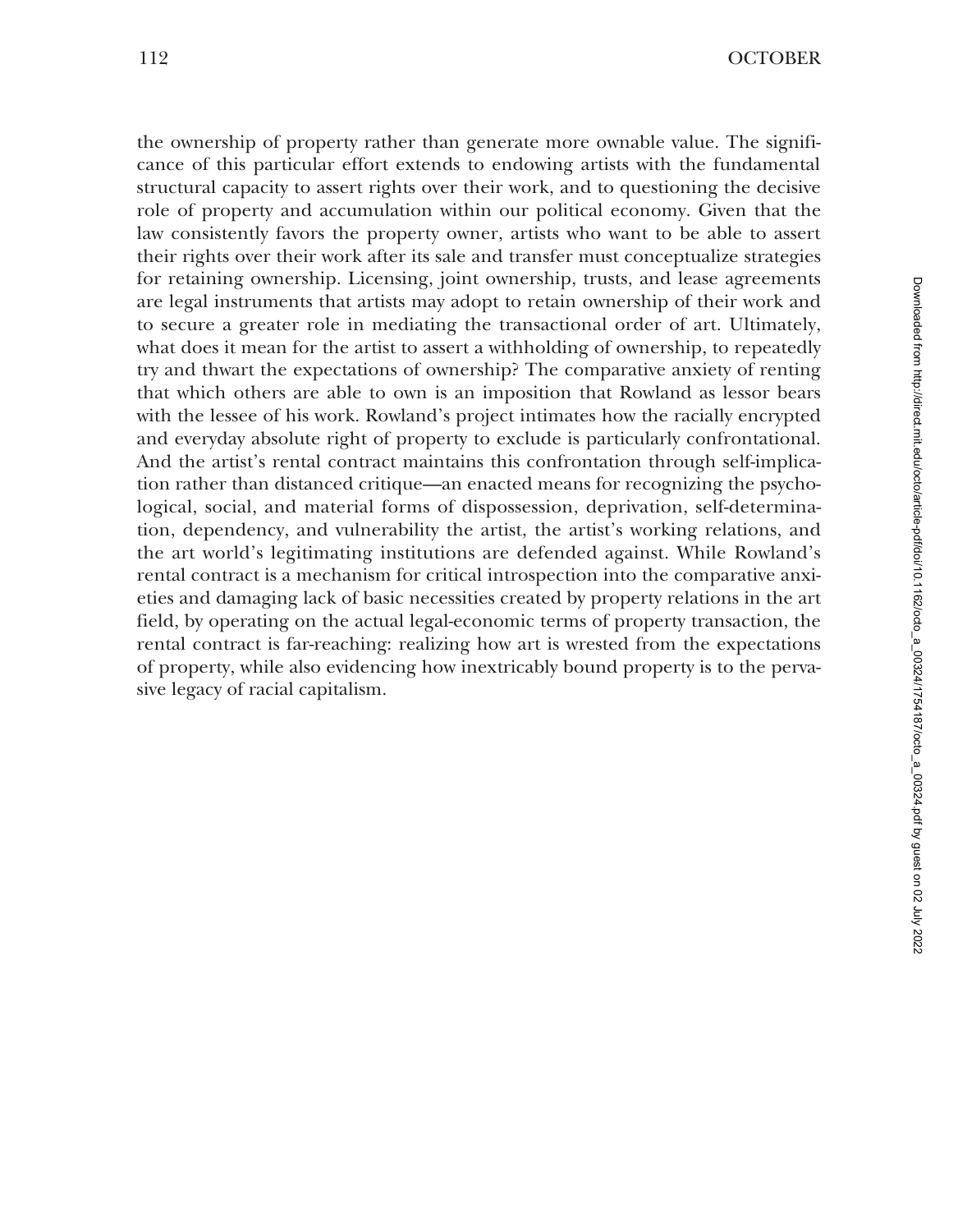the ownership of property rather than generate more ownable value. The significance of this particular effort extends to endowing artists with the fundamental structural capacity to assert rights over their work, and to questioning the decisive role of property and accumulation within our political economy. Given that the law consistently favors the property owner, artists who want to be able to assert their rights over their work after its sale and transfer must conceptualize strategies for retaining ownership. Licensing, joint ownership, trusts, and lease agreements are legal instruments that artists may adopt to retain ownership of their work and to secure a greater role in mediating the transactional order of art. Ultimately, what does it mean for the artist to assert a withholding of ownership, to repeatedly try and thwart the expectations of ownership? The comparative anxiety of renting that which others are able to own is an imposition that Rowland as lessor bears with the lessee of his work. Rowland's project intimates how the racially encrypted and everyday absolute right of property to exclude is particularly confrontational. And the artist's rental contract maintains this confrontation through self-implication rather than distanced critique—an enacted means for recognizing the psychological, social, and material forms of dispossession, deprivation, self-determination, dependency, and vulnerability the artist, the artist's working relations, and the art world's legitimating institutions are defended against. While Rowland's rental contract is a mechanism for critical introspection into the comparative anxieties and damaging lack of basic necessities created by property relations in the art field, by operating on the actual legal-economic terms of property transaction, the rental contract is far-reaching: realizing how art is wrested from the expectations of property, while also evidencing how inextricably bound property is to the pervasive legacy of racial capitalism.